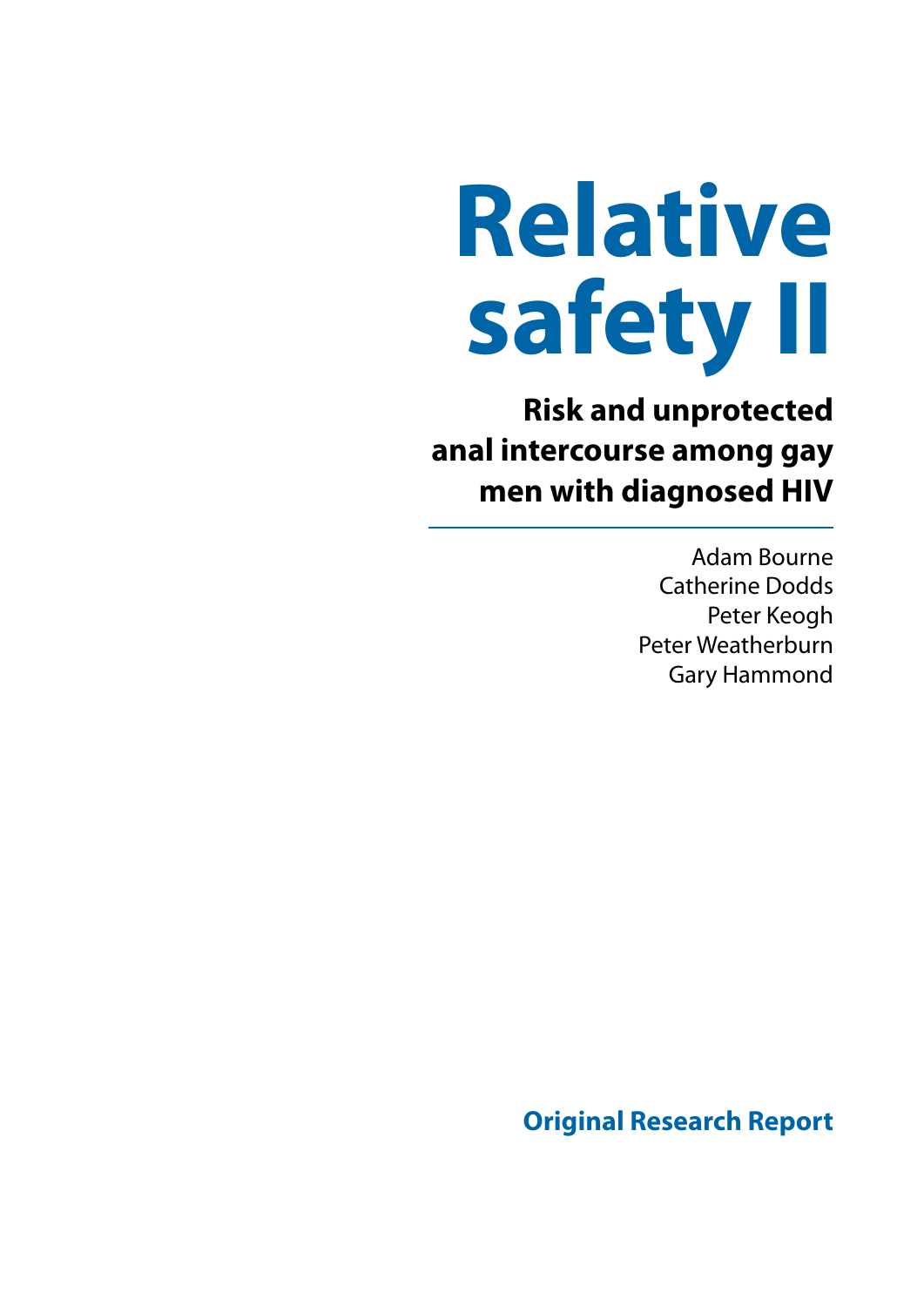# Relative safety II

## Risk and unprotected anal intercourse among gay men with diagnosed HIV

Adam Bourne
Catherine Dodds
Peter Keogh
Peter Weatherburn
Gary Hammond

**Original Research Report**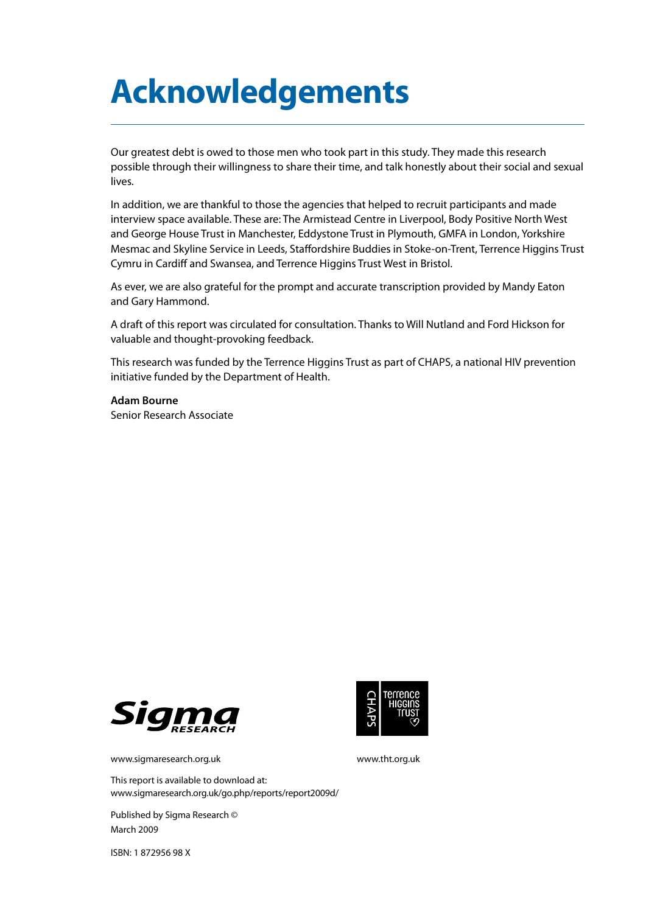# Acknowledgements

Our greatest debt is owed to those men who took part in this study. They made this research possible through their willingness to share their time, and talk honestly about their social and sexual lives.

In addition, we are thankful to those the agencies that helped to recruit participants and made interview space available. These are: The Armistead Centre in Liverpool, Body Positive North West and George House Trust in Manchester, Eddystone Trust in Plymouth, GMFA in London, Yorkshire Mesmac and Skyline Service in Leeds, Staffordshire Buddies in Stoke-on-Trent, Terrence Higgins Trust Cymru in Cardiff and Swansea, and Terrence Higgins Trust West in Bristol.

As ever, we are also grateful for the prompt and accurate transcription provided by Mandy Eaton and Gary Hammond.

A draft of this report was circulated for consultation. Thanks to Will Nutland and Ford Hickson for valuable and thought-provoking feedback.

This research was funded by the Terrence Higgins Trust as part of CHAPS, a national HIV prevention initiative funded by the Department of Health.

**Adam Bourne**
Senior Research Associate

Sigma RESEARCH

www.sigmaresearch.org.uk

CHAPS Terrence Higgins Trust

www.tht.org.uk

This report is available to download at:
www.sigmaresearch.org.uk/go.php/reports/report2009d/

Published by Sigma Research ©
March 2009

ISBN: 1 872956 98 X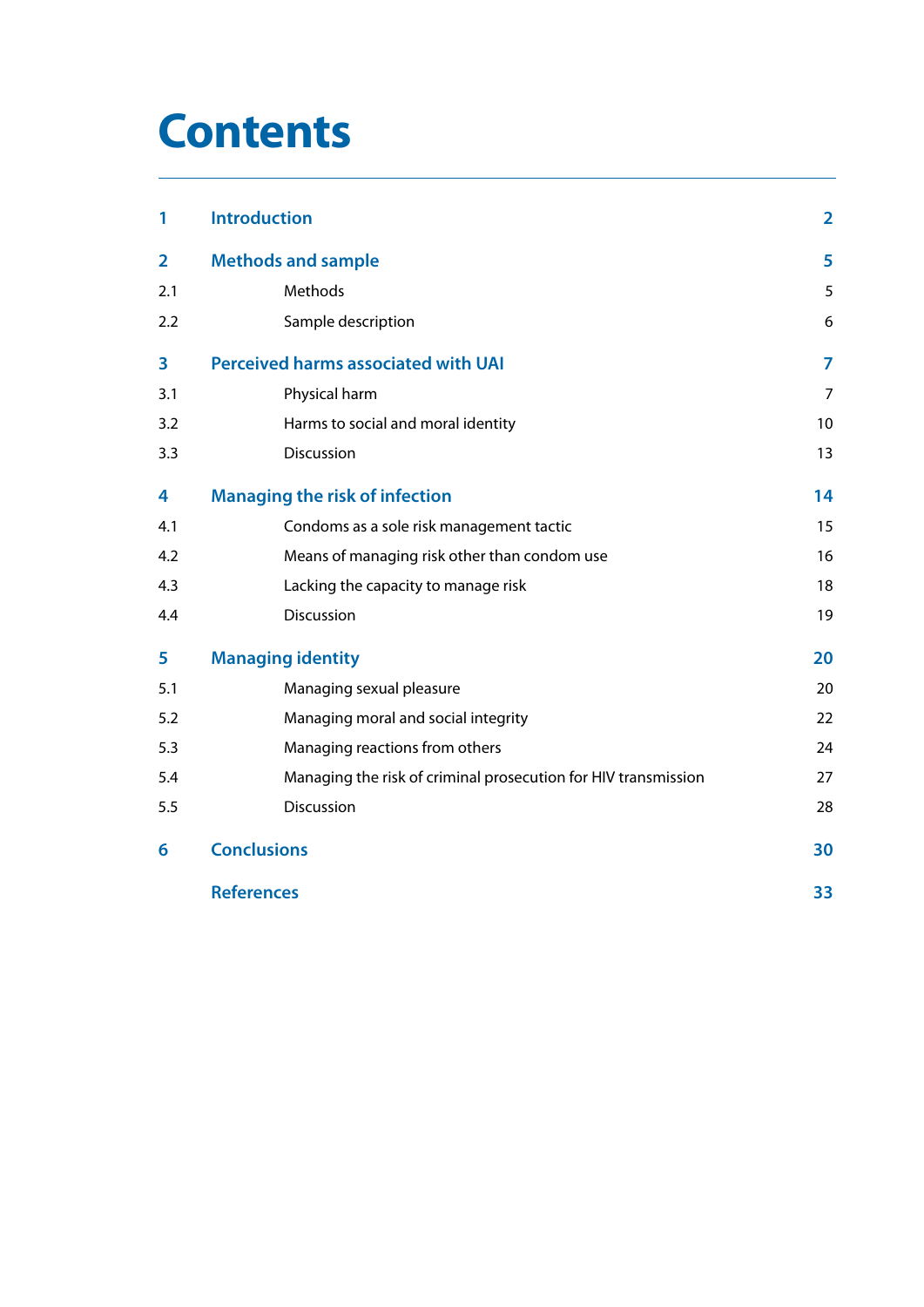# Contents

| | | |
|---|---|---|
| **1** | **Introduction** | **2** |
| **2** | **Methods and sample** | **5** |
| 2.1 | Methods | 5 |
| 2.2 | Sample description | 6 |
| **3** | **Perceived harms associated with UAI** | **7** |
| 3.1 | Physical harm | 7 |
| 3.2 | Harms to social and moral identity | 10 |
| 3.3 | Discussion | 13 |
| **4** | **Managing the risk of infection** | **14** |
| 4.1 | Condoms as a sole risk management tactic | 15 |
| 4.2 | Means of managing risk other than condom use | 16 |
| 4.3 | Lacking the capacity to manage risk | 18 |
| 4.4 | Discussion | 19 |
| **5** | **Managing identity** | **20** |
| 5.1 | Managing sexual pleasure | 20 |
| 5.2 | Managing moral and social integrity | 22 |
| 5.3 | Managing reactions from others | 24 |
| 5.4 | Managing the risk of criminal prosecution for HIV transmission | 27 |
| 5.5 | Discussion | 28 |
| **6** | **Conclusions** | **30** |
| | **References** | **33** |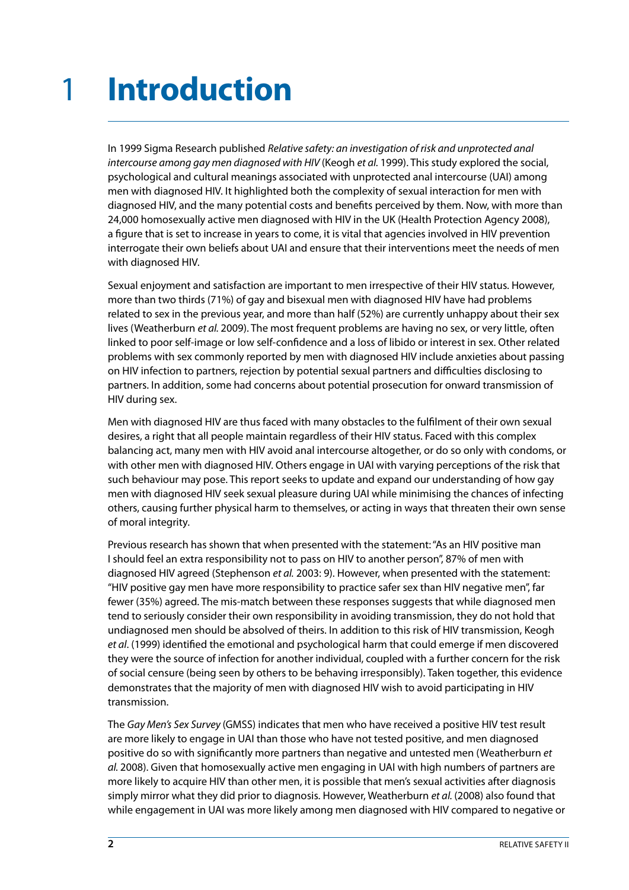# 1 Introduction

In 1999 Sigma Research published *Relative safety: an investigation of risk and unprotected anal intercourse among gay men diagnosed with HIV* (Keogh *et al.* 1999). This study explored the social, psychological and cultural meanings associated with unprotected anal intercourse (UAI) among men with diagnosed HIV. It highlighted both the complexity of sexual interaction for men with diagnosed HIV, and the many potential costs and benefits perceived by them. Now, with more than 24,000 homosexually active men diagnosed with HIV in the UK (Health Protection Agency 2008), a figure that is set to increase in years to come, it is vital that agencies involved in HIV prevention interrogate their own beliefs about UAI and ensure that their interventions meet the needs of men with diagnosed HIV.

Sexual enjoyment and satisfaction are important to men irrespective of their HIV status. However, more than two thirds (71%) of gay and bisexual men with diagnosed HIV have had problems related to sex in the previous year, and more than half (52%) are currently unhappy about their sex lives (Weatherburn *et al.* 2009). The most frequent problems are having no sex, or very little, often linked to poor self-image or low self-confidence and a loss of libido or interest in sex. Other related problems with sex commonly reported by men with diagnosed HIV include anxieties about passing on HIV infection to partners, rejection by potential sexual partners and difficulties disclosing to partners. In addition, some had concerns about potential prosecution for onward transmission of HIV during sex.

Men with diagnosed HIV are thus faced with many obstacles to the fulfilment of their own sexual desires, a right that all people maintain regardless of their HIV status. Faced with this complex balancing act, many men with HIV avoid anal intercourse altogether, or do so only with condoms, or with other men with diagnosed HIV. Others engage in UAI with varying perceptions of the risk that such behaviour may pose. This report seeks to update and expand our understanding of how gay men with diagnosed HIV seek sexual pleasure during UAI while minimising the chances of infecting others, causing further physical harm to themselves, or acting in ways that threaten their own sense of moral integrity.

Previous research has shown that when presented with the statement: "As an HIV positive man I should feel an extra responsibility not to pass on HIV to another person", 87% of men with diagnosed HIV agreed (Stephenson *et al.* 2003: 9). However, when presented with the statement: "HIV positive gay men have more responsibility to practice safer sex than HIV negative men", far fewer (35%) agreed. The mis-match between these responses suggests that while diagnosed men tend to seriously consider their own responsibility in avoiding transmission, they do not hold that undiagnosed men should be absolved of theirs. In addition to this risk of HIV transmission, Keogh *et al*. (1999) identified the emotional and psychological harm that could emerge if men discovered they were the source of infection for another individual, coupled with a further concern for the risk of social censure (being seen by others to be behaving irresponsibly). Taken together, this evidence demonstrates that the majority of men with diagnosed HIV wish to avoid participating in HIV transmission.

The *Gay Men's Sex Survey* (GMSS) indicates that men who have received a positive HIV test result are more likely to engage in UAI than those who have not tested positive, and men diagnosed positive do so with significantly more partners than negative and untested men (Weatherburn *et al.* 2008). Given that homosexually active men engaging in UAI with high numbers of partners are more likely to acquire HIV than other men, it is possible that men's sexual activities after diagnosis simply mirror what they did prior to diagnosis. However, Weatherburn *et al.* (2008) also found that while engagement in UAI was more likely among men diagnosed with HIV compared to negative or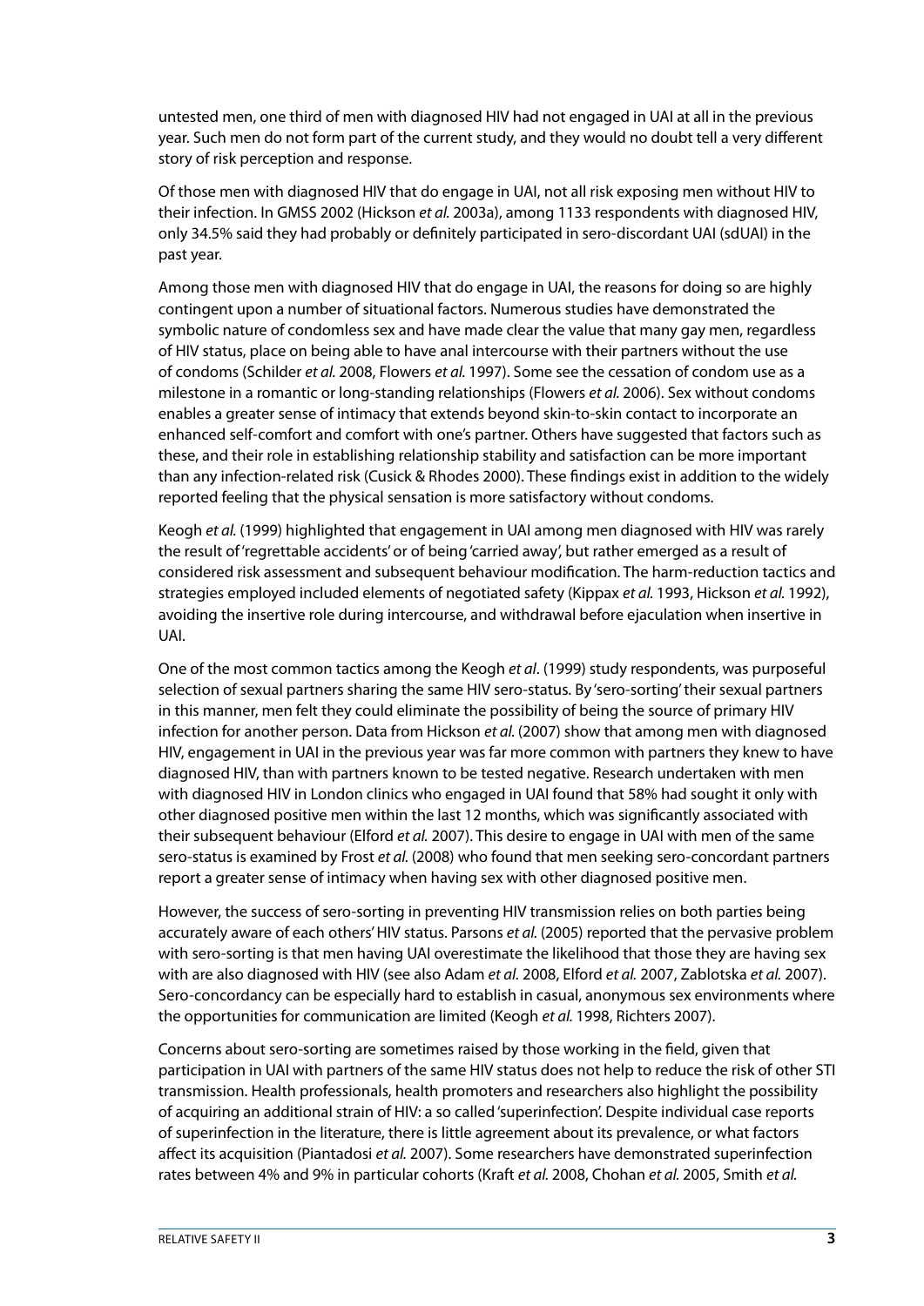untested men, one third of men with diagnosed HIV had not engaged in UAI at all in the previous year. Such men do not form part of the current study, and they would no doubt tell a very different story of risk perception and response.

Of those men with diagnosed HIV that do engage in UAI, not all risk exposing men without HIV to their infection. In GMSS 2002 (Hickson *et al.* 2003a), among 1133 respondents with diagnosed HIV, only 34.5% said they had probably or definitely participated in sero-discordant UAI (sdUAI) in the past year.

Among those men with diagnosed HIV that do engage in UAI, the reasons for doing so are highly contingent upon a number of situational factors. Numerous studies have demonstrated the symbolic nature of condomless sex and have made clear the value that many gay men, regardless of HIV status, place on being able to have anal intercourse with their partners without the use of condoms (Schilder *et al.* 2008, Flowers *et al.* 1997). Some see the cessation of condom use as a milestone in a romantic or long-standing relationships (Flowers *et al.* 2006). Sex without condoms enables a greater sense of intimacy that extends beyond skin-to-skin contact to incorporate an enhanced self-comfort and comfort with one's partner. Others have suggested that factors such as these, and their role in establishing relationship stability and satisfaction can be more important than any infection-related risk (Cusick & Rhodes 2000). These findings exist in addition to the widely reported feeling that the physical sensation is more satisfactory without condoms.

Keogh *et al.* (1999) highlighted that engagement in UAI among men diagnosed with HIV was rarely the result of 'regrettable accidents' or of being 'carried away', but rather emerged as a result of considered risk assessment and subsequent behaviour modification. The harm-reduction tactics and strategies employed included elements of negotiated safety (Kippax *et al.* 1993, Hickson *et al.* 1992), avoiding the insertive role during intercourse, and withdrawal before ejaculation when insertive in UAI.

One of the most common tactics among the Keogh *et al*. (1999) study respondents, was purposeful selection of sexual partners sharing the same HIV sero-status. By 'sero-sorting' their sexual partners in this manner, men felt they could eliminate the possibility of being the source of primary HIV infection for another person. Data from Hickson *et al.* (2007) show that among men with diagnosed HIV, engagement in UAI in the previous year was far more common with partners they knew to have diagnosed HIV, than with partners known to be tested negative. Research undertaken with men with diagnosed HIV in London clinics who engaged in UAI found that 58% had sought it only with other diagnosed positive men within the last 12 months, which was significantly associated with their subsequent behaviour (Elford *et al.* 2007). This desire to engage in UAI with men of the same sero-status is examined by Frost *et al.* (2008) who found that men seeking sero-concordant partners report a greater sense of intimacy when having sex with other diagnosed positive men.

However, the success of sero-sorting in preventing HIV transmission relies on both parties being accurately aware of each others' HIV status. Parsons *et al.* (2005) reported that the pervasive problem with sero-sorting is that men having UAI overestimate the likelihood that those they are having sex with are also diagnosed with HIV (see also Adam *et al.* 2008, Elford *et al.* 2007, Zablotska *et al.* 2007). Sero-concordancy can be especially hard to establish in casual, anonymous sex environments where the opportunities for communication are limited (Keogh *et al.* 1998, Richters 2007).

Concerns about sero-sorting are sometimes raised by those working in the field, given that participation in UAI with partners of the same HIV status does not help to reduce the risk of other STI transmission. Health professionals, health promoters and researchers also highlight the possibility of acquiring an additional strain of HIV: a so called 'superinfection'. Despite individual case reports of superinfection in the literature, there is little agreement about its prevalence, or what factors affect its acquisition (Piantadosi *et al.* 2007). Some researchers have demonstrated superinfection rates between 4% and 9% in particular cohorts (Kraft *et al.* 2008, Chohan *et al.* 2005, Smith *et al.*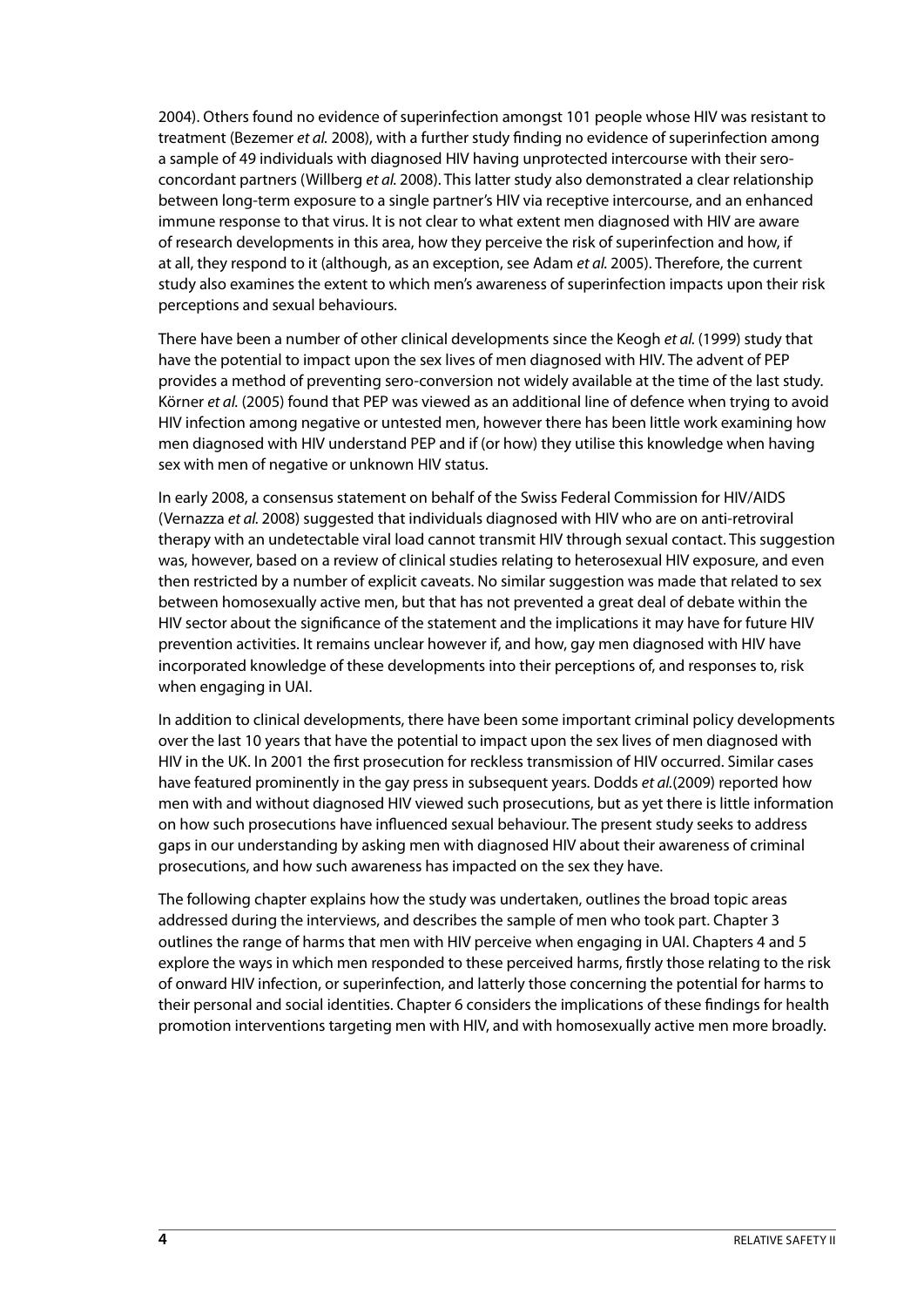2004). Others found no evidence of superinfection amongst 101 people whose HIV was resistant to treatment (Bezemer *et al.* 2008), with a further study finding no evidence of superinfection among a sample of 49 individuals with diagnosed HIV having unprotected intercourse with their sero-concordant partners (Willberg *et al.* 2008). This latter study also demonstrated a clear relationship between long-term exposure to a single partner's HIV via receptive intercourse, and an enhanced immune response to that virus. It is not clear to what extent men diagnosed with HIV are aware of research developments in this area, how they perceive the risk of superinfection and how, if at all, they respond to it (although, as an exception, see Adam *et al.* 2005). Therefore, the current study also examines the extent to which men's awareness of superinfection impacts upon their risk perceptions and sexual behaviours.

There have been a number of other clinical developments since the Keogh *et al.* (1999) study that have the potential to impact upon the sex lives of men diagnosed with HIV. The advent of PEP provides a method of preventing sero-conversion not widely available at the time of the last study. Körner *et al.* (2005) found that PEP was viewed as an additional line of defence when trying to avoid HIV infection among negative or untested men, however there has been little work examining how men diagnosed with HIV understand PEP and if (or how) they utilise this knowledge when having sex with men of negative or unknown HIV status.

In early 2008, a consensus statement on behalf of the Swiss Federal Commission for HIV/AIDS (Vernazza *et al.* 2008) suggested that individuals diagnosed with HIV who are on anti-retroviral therapy with an undetectable viral load cannot transmit HIV through sexual contact. This suggestion was, however, based on a review of clinical studies relating to heterosexual HIV exposure, and even then restricted by a number of explicit caveats. No similar suggestion was made that related to sex between homosexually active men, but that has not prevented a great deal of debate within the HIV sector about the significance of the statement and the implications it may have for future HIV prevention activities. It remains unclear however if, and how, gay men diagnosed with HIV have incorporated knowledge of these developments into their perceptions of, and responses to, risk when engaging in UAI.

In addition to clinical developments, there have been some important criminal policy developments over the last 10 years that have the potential to impact upon the sex lives of men diagnosed with HIV in the UK. In 2001 the first prosecution for reckless transmission of HIV occurred. Similar cases have featured prominently in the gay press in subsequent years. Dodds *et al.*(2009) reported how men with and without diagnosed HIV viewed such prosecutions, but as yet there is little information on how such prosecutions have influenced sexual behaviour. The present study seeks to address gaps in our understanding by asking men with diagnosed HIV about their awareness of criminal prosecutions, and how such awareness has impacted on the sex they have.

The following chapter explains how the study was undertaken, outlines the broad topic areas addressed during the interviews, and describes the sample of men who took part. Chapter 3 outlines the range of harms that men with HIV perceive when engaging in UAI. Chapters 4 and 5 explore the ways in which men responded to these perceived harms, firstly those relating to the risk of onward HIV infection, or superinfection, and latterly those concerning the potential for harms to their personal and social identities. Chapter 6 considers the implications of these findings for health promotion interventions targeting men with HIV, and with homosexually active men more broadly.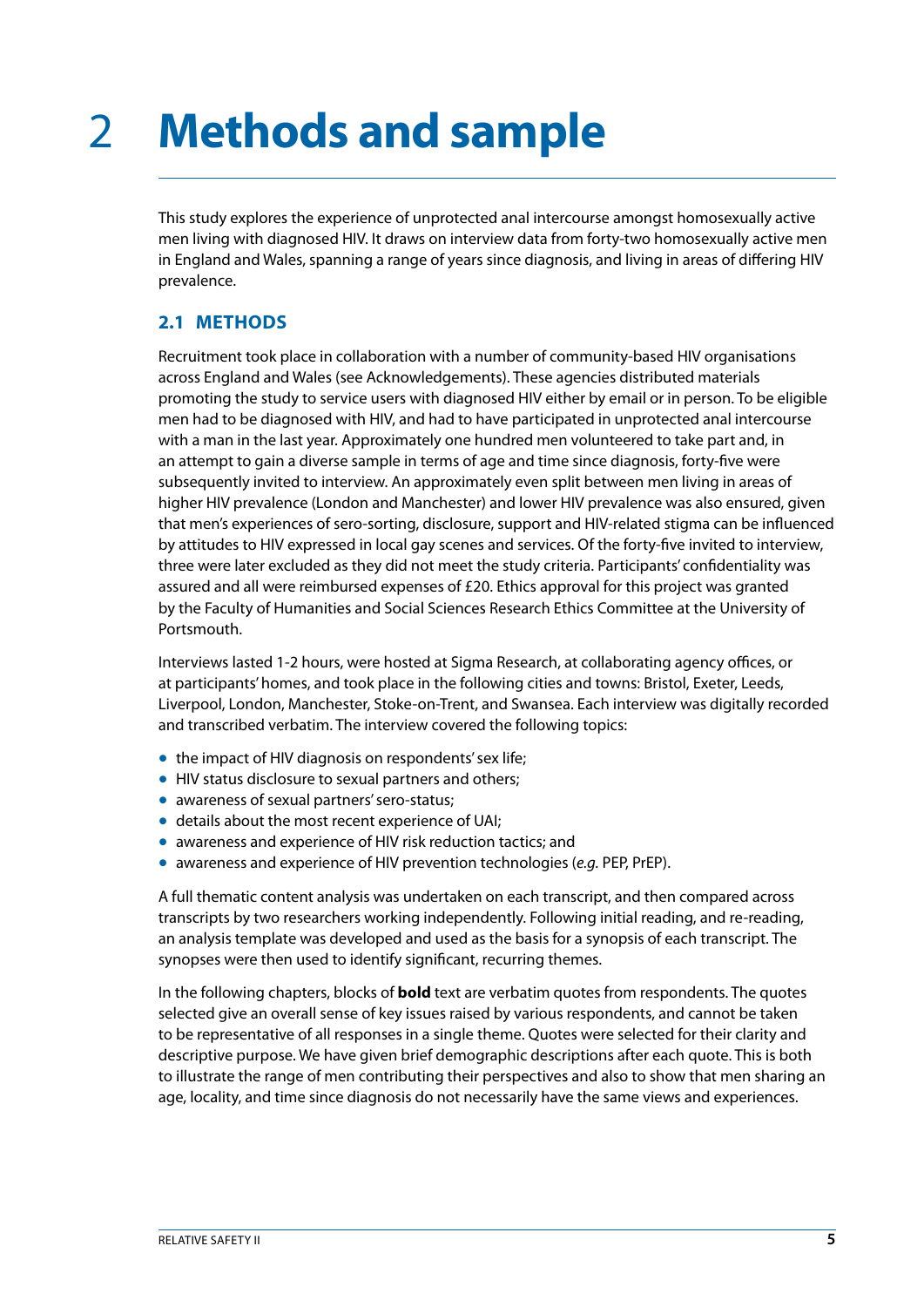# 2 Methods and sample

This study explores the experience of unprotected anal intercourse amongst homosexually active men living with diagnosed HIV. It draws on interview data from forty-two homosexually active men in England and Wales, spanning a range of years since diagnosis, and living in areas of differing HIV prevalence.

## 2.1 METHODS

Recruitment took place in collaboration with a number of community-based HIV organisations across England and Wales (see Acknowledgements). These agencies distributed materials promoting the study to service users with diagnosed HIV either by email or in person. To be eligible men had to be diagnosed with HIV, and had to have participated in unprotected anal intercourse with a man in the last year. Approximately one hundred men volunteered to take part and, in an attempt to gain a diverse sample in terms of age and time since diagnosis, forty-five were subsequently invited to interview. An approximately even split between men living in areas of higher HIV prevalence (London and Manchester) and lower HIV prevalence was also ensured, given that men's experiences of sero-sorting, disclosure, support and HIV-related stigma can be influenced by attitudes to HIV expressed in local gay scenes and services. Of the forty-five invited to interview, three were later excluded as they did not meet the study criteria. Participants' confidentiality was assured and all were reimbursed expenses of £20. Ethics approval for this project was granted by the Faculty of Humanities and Social Sciences Research Ethics Committee at the University of Portsmouth.

Interviews lasted 1-2 hours, were hosted at Sigma Research, at collaborating agency offices, or at participants' homes, and took place in the following cities and towns: Bristol, Exeter, Leeds, Liverpool, London, Manchester, Stoke-on-Trent, and Swansea. Each interview was digitally recorded and transcribed verbatim. The interview covered the following topics:

- the impact of HIV diagnosis on respondents' sex life;
- HIV status disclosure to sexual partners and others;
- awareness of sexual partners' sero-status;
- details about the most recent experience of UAI;
- awareness and experience of HIV risk reduction tactics; and
- awareness and experience of HIV prevention technologies (*e.g.* PEP, PrEP).

A full thematic content analysis was undertaken on each transcript, and then compared across transcripts by two researchers working independently. Following initial reading, and re-reading, an analysis template was developed and used as the basis for a synopsis of each transcript. The synopses were then used to identify significant, recurring themes.

In the following chapters, blocks of **bold** text are verbatim quotes from respondents. The quotes selected give an overall sense of key issues raised by various respondents, and cannot be taken to be representative of all responses in a single theme. Quotes were selected for their clarity and descriptive purpose. We have given brief demographic descriptions after each quote. This is both to illustrate the range of men contributing their perspectives and also to show that men sharing an age, locality, and time since diagnosis do not necessarily have the same views and experiences.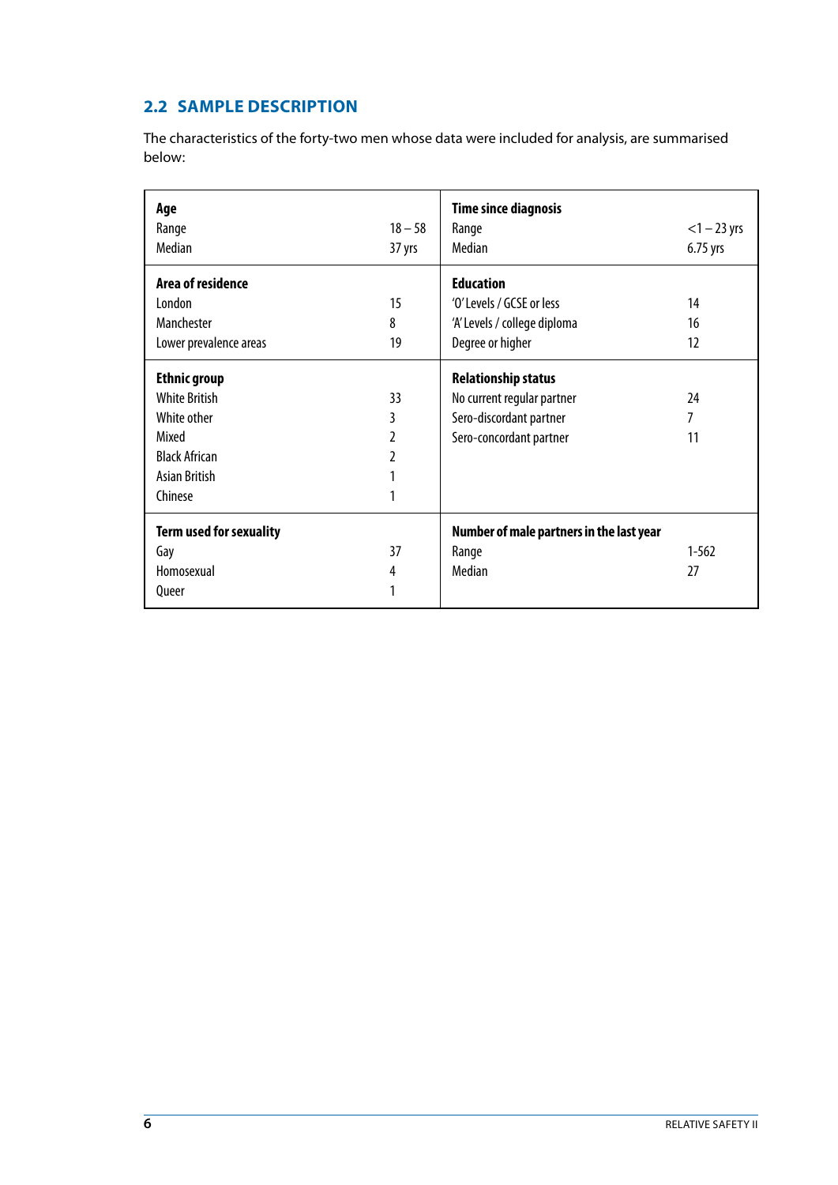## 2.2 SAMPLE DESCRIPTION

The characteristics of the forty-two men whose data were included for analysis, are summarised below:

| | | | |
|---|---|---|---|
| **Age** | | **Time since diagnosis** | |
| Range | 18 – 58 | Range | <1 – 23 yrs |
| Median | 37 yrs | Median | 6.75 yrs |
| **Area of residence** | | **Education** | |
| London | 15 | 'O' Levels / GCSE or less | 14 |
| Manchester | 8 | 'A' Levels / college diploma | 16 |
| Lower prevalence areas | 19 | Degree or higher | 12 |
| **Ethnic group** | | **Relationship status** | |
| White British | 33 | No current regular partner | 24 |
| White other | 3 | Sero-discordant partner | 7 |
| Mixed | 2 | Sero-concordant partner | 11 |
| Black African | 2 | | |
| Asian British | 1 | | |
| Chinese | 1 | | |
| **Term used for sexuality** | | **Number of male partners in the last year** | |
| Gay | 37 | Range | 1-562 |
| Homosexual | 4 | Median | 27 |
| Queer | 1 | | |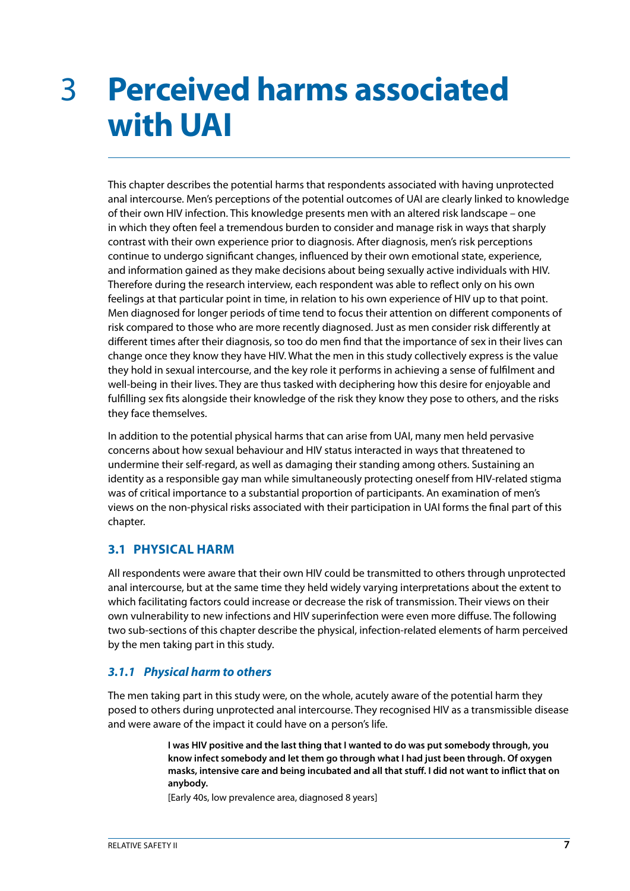# 3 Perceived harms associated with UAI

This chapter describes the potential harms that respondents associated with having unprotected anal intercourse. Men's perceptions of the potential outcomes of UAI are clearly linked to knowledge of their own HIV infection. This knowledge presents men with an altered risk landscape – one in which they often feel a tremendous burden to consider and manage risk in ways that sharply contrast with their own experience prior to diagnosis. After diagnosis, men's risk perceptions continue to undergo significant changes, influenced by their own emotional state, experience, and information gained as they make decisions about being sexually active individuals with HIV. Therefore during the research interview, each respondent was able to reflect only on his own feelings at that particular point in time, in relation to his own experience of HIV up to that point. Men diagnosed for longer periods of time tend to focus their attention on different components of risk compared to those who are more recently diagnosed. Just as men consider risk differently at different times after their diagnosis, so too do men find that the importance of sex in their lives can change once they know they have HIV. What the men in this study collectively express is the value they hold in sexual intercourse, and the key role it performs in achieving a sense of fulfilment and well-being in their lives. They are thus tasked with deciphering how this desire for enjoyable and fulfilling sex fits alongside their knowledge of the risk they know they pose to others, and the risks they face themselves.

In addition to the potential physical harms that can arise from UAI, many men held pervasive concerns about how sexual behaviour and HIV status interacted in ways that threatened to undermine their self-regard, as well as damaging their standing among others. Sustaining an identity as a responsible gay man while simultaneously protecting oneself from HIV-related stigma was of critical importance to a substantial proportion of participants. An examination of men's views on the non-physical risks associated with their participation in UAI forms the final part of this chapter.

## 3.1 PHYSICAL HARM

All respondents were aware that their own HIV could be transmitted to others through unprotected anal intercourse, but at the same time they held widely varying interpretations about the extent to which facilitating factors could increase or decrease the risk of transmission. Their views on their own vulnerability to new infections and HIV superinfection were even more diffuse. The following two sub-sections of this chapter describe the physical, infection-related elements of harm perceived by the men taking part in this study.

### *3.1.1 Physical harm to others*

The men taking part in this study were, on the whole, acutely aware of the potential harm they posed to others during unprotected anal intercourse. They recognised HIV as a transmissible disease and were aware of the impact it could have on a person's life.

> **I was HIV positive and the last thing that I wanted to do was put somebody through, you know infect somebody and let them go through what I had just been through. Of oxygen masks, intensive care and being incubated and all that stuff. I did not want to inflict that on anybody.**
>
> [Early 40s, low prevalence area, diagnosed 8 years]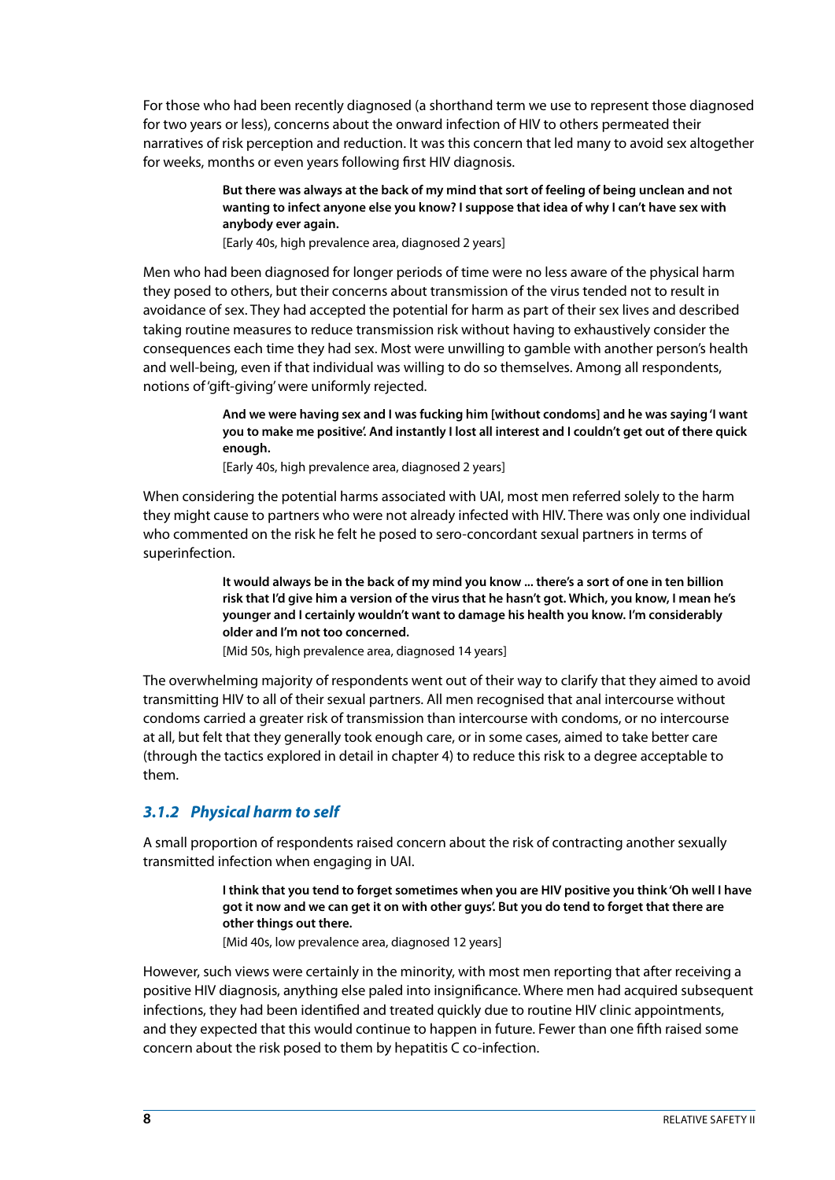For those who had been recently diagnosed (a shorthand term we use to represent those diagnosed for two years or less), concerns about the onward infection of HIV to others permeated their narratives of risk perception and reduction. It was this concern that led many to avoid sex altogether for weeks, months or even years following first HIV diagnosis.

> **But there was always at the back of my mind that sort of feeling of being unclean and not wanting to infect anyone else you know? I suppose that idea of why I can't have sex with anybody ever again.**
> [Early 40s, high prevalence area, diagnosed 2 years]

Men who had been diagnosed for longer periods of time were no less aware of the physical harm they posed to others, but their concerns about transmission of the virus tended not to result in avoidance of sex. They had accepted the potential for harm as part of their sex lives and described taking routine measures to reduce transmission risk without having to exhaustively consider the consequences each time they had sex. Most were unwilling to gamble with another person's health and well-being, even if that individual was willing to do so themselves. Among all respondents, notions of 'gift-giving' were uniformly rejected.

> **And we were having sex and I was fucking him [without condoms] and he was saying 'I want you to make me positive'. And instantly I lost all interest and I couldn't get out of there quick enough.**
> [Early 40s, high prevalence area, diagnosed 2 years]

When considering the potential harms associated with UAI, most men referred solely to the harm they might cause to partners who were not already infected with HIV. There was only one individual who commented on the risk he felt he posed to sero-concordant sexual partners in terms of superinfection.

> **It would always be in the back of my mind you know ... there's a sort of one in ten billion risk that I'd give him a version of the virus that he hasn't got. Which, you know, I mean he's younger and I certainly wouldn't want to damage his health you know. I'm considerably older and I'm not too concerned.**
> [Mid 50s, high prevalence area, diagnosed 14 years]

The overwhelming majority of respondents went out of their way to clarify that they aimed to avoid transmitting HIV to all of their sexual partners. All men recognised that anal intercourse without condoms carried a greater risk of transmission than intercourse with condoms, or no intercourse at all, but felt that they generally took enough care, or in some cases, aimed to take better care (through the tactics explored in detail in chapter 4) to reduce this risk to a degree acceptable to them.

### *3.1.2 Physical harm to self*

A small proportion of respondents raised concern about the risk of contracting another sexually transmitted infection when engaging in UAI.

> **I think that you tend to forget sometimes when you are HIV positive you think 'Oh well I have got it now and we can get it on with other guys'. But you do tend to forget that there are other things out there.**
> [Mid 40s, low prevalence area, diagnosed 12 years]

However, such views were certainly in the minority, with most men reporting that after receiving a positive HIV diagnosis, anything else paled into insignificance. Where men had acquired subsequent infections, they had been identified and treated quickly due to routine HIV clinic appointments, and they expected that this would continue to happen in future. Fewer than one fifth raised some concern about the risk posed to them by hepatitis C co-infection.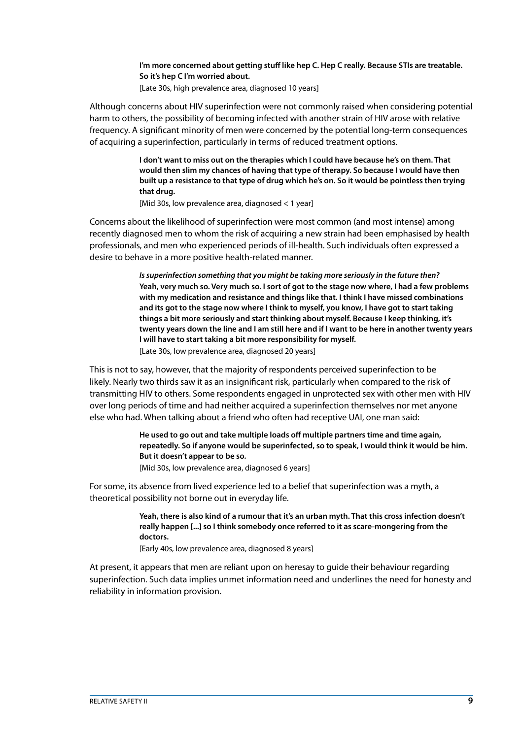> **I'm more concerned about getting stuff like hep C. Hep C really. Because STIs are treatable. So it's hep C I'm worried about.**
> [Late 30s, high prevalence area, diagnosed 10 years]

Although concerns about HIV superinfection were not commonly raised when considering potential harm to others, the possibility of becoming infected with another strain of HIV arose with relative frequency. A significant minority of men were concerned by the potential long-term consequences of acquiring a superinfection, particularly in terms of reduced treatment options.

> **I don't want to miss out on the therapies which I could have because he's on them. That would then slim my chances of having that type of therapy. So because I would have then built up a resistance to that type of drug which he's on. So it would be pointless then trying that drug.**
> [Mid 30s, low prevalence area, diagnosed < 1 year]

Concerns about the likelihood of superinfection were most common (and most intense) among recently diagnosed men to whom the risk of acquiring a new strain had been emphasised by health professionals, and men who experienced periods of ill-health. Such individuals often expressed a desire to behave in a more positive health-related manner.

> ***Is superinfection something that you might be taking more seriously in the future then?***
> **Yeah, very much so. Very much so. I sort of got to the stage now where, I had a few problems with my medication and resistance and things like that. I think I have missed combinations and its got to the stage now where I think to myself, you know, I have got to start taking things a bit more seriously and start thinking about myself. Because I keep thinking, it's twenty years down the line and I am still here and if I want to be here in another twenty years I will have to start taking a bit more responsibility for myself.**
> [Late 30s, low prevalence area, diagnosed 20 years]

This is not to say, however, that the majority of respondents perceived superinfection to be likely. Nearly two thirds saw it as an insignificant risk, particularly when compared to the risk of transmitting HIV to others. Some respondents engaged in unprotected sex with other men with HIV over long periods of time and had neither acquired a superinfection themselves nor met anyone else who had. When talking about a friend who often had receptive UAI, one man said:

> **He used to go out and take multiple loads off multiple partners time and time again, repeatedly. So if anyone would be superinfected, so to speak, I would think it would be him. But it doesn't appear to be so.**
> [Mid 30s, low prevalence area, diagnosed 6 years]

For some, its absence from lived experience led to a belief that superinfection was a myth, a theoretical possibility not borne out in everyday life.

> **Yeah, there is also kind of a rumour that it's an urban myth. That this cross infection doesn't really happen [...] so I think somebody once referred to it as scare-mongering from the doctors.**
> [Early 40s, low prevalence area, diagnosed 8 years]

At present, it appears that men are reliant upon on heresay to guide their behaviour regarding superinfection. Such data implies unmet information need and underlines the need for honesty and reliability in information provision.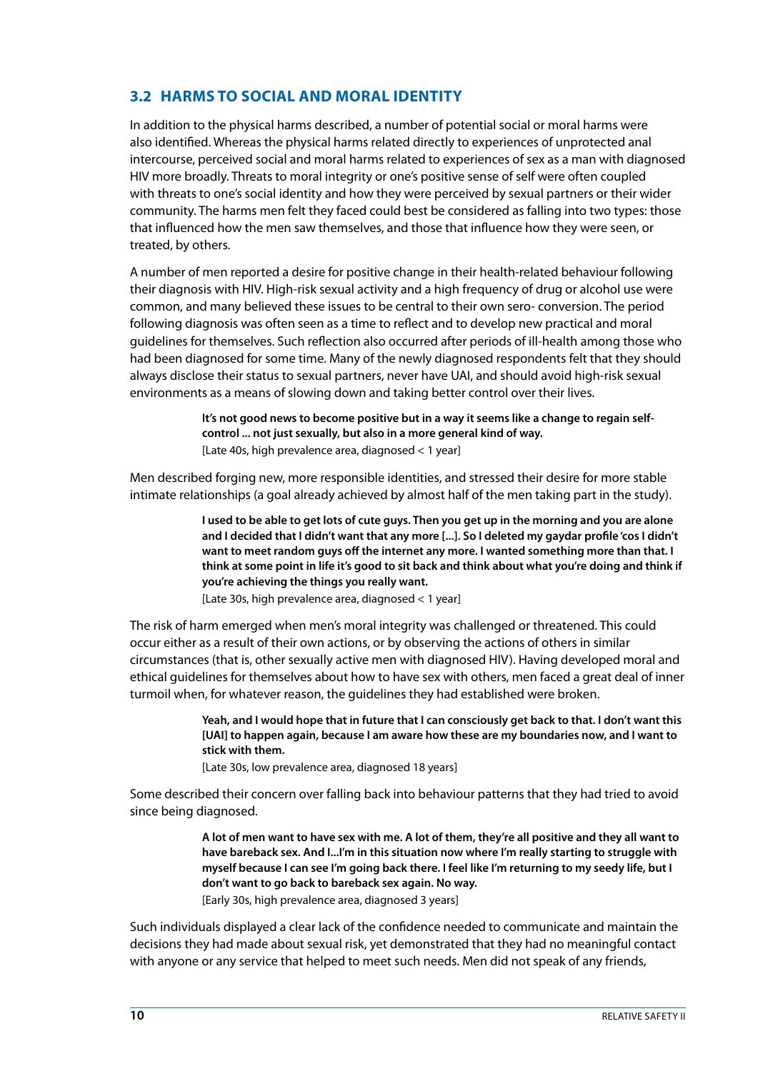## 3.2 HARMS TO SOCIAL AND MORAL IDENTITY

In addition to the physical harms described, a number of potential social or moral harms were also identified. Whereas the physical harms related directly to experiences of unprotected anal intercourse, perceived social and moral harms related to experiences of sex as a man with diagnosed HIV more broadly. Threats to moral integrity or one's positive sense of self were often coupled with threats to one's social identity and how they were perceived by sexual partners or their wider community. The harms men felt they faced could best be considered as falling into two types: those that influenced how the men saw themselves, and those that influence how they were seen, or treated, by others.

A number of men reported a desire for positive change in their health-related behaviour following their diagnosis with HIV. High-risk sexual activity and a high frequency of drug or alcohol use were common, and many believed these issues to be central to their own sero- conversion. The period following diagnosis was often seen as a time to reflect and to develop new practical and moral guidelines for themselves. Such reflection also occurred after periods of ill-health among those who had been diagnosed for some time. Many of the newly diagnosed respondents felt that they should always disclose their status to sexual partners, never have UAI, and should avoid high-risk sexual environments as a means of slowing down and taking better control over their lives.

> **It's not good news to become positive but in a way it seems like a change to regain self-control ... not just sexually, but also in a more general kind of way.**
> [Late 40s, high prevalence area, diagnosed < 1 year]

Men described forging new, more responsible identities, and stressed their desire for more stable intimate relationships (a goal already achieved by almost half of the men taking part in the study).

> **I used to be able to get lots of cute guys. Then you get up in the morning and you are alone and I decided that I didn't want that any more [...]. So I deleted my gaydar profile 'cos I didn't want to meet random guys off the internet any more. I wanted something more than that. I think at some point in life it's good to sit back and think about what you're doing and think if you're achieving the things you really want.**
> [Late 30s, high prevalence area, diagnosed < 1 year]

The risk of harm emerged when men's moral integrity was challenged or threatened. This could occur either as a result of their own actions, or by observing the actions of others in similar circumstances (that is, other sexually active men with diagnosed HIV). Having developed moral and ethical guidelines for themselves about how to have sex with others, men faced a great deal of inner turmoil when, for whatever reason, the guidelines they had established were broken.

> **Yeah, and I would hope that in future that I can consciously get back to that. I don't want this [UAI] to happen again, because I am aware how these are my boundaries now, and I want to stick with them.**
> [Late 30s, low prevalence area, diagnosed 18 years]

Some described their concern over falling back into behaviour patterns that they had tried to avoid since being diagnosed.

> **A lot of men want to have sex with me. A lot of them, they're all positive and they all want to have bareback sex. And I...I'm in this situation now where I'm really starting to struggle with myself because I can see I'm going back there. I feel like I'm returning to my seedy life, but I don't want to go back to bareback sex again. No way.**
> [Early 30s, high prevalence area, diagnosed 3 years]

Such individuals displayed a clear lack of the confidence needed to communicate and maintain the decisions they had made about sexual risk, yet demonstrated that they had no meaningful contact with anyone or any service that helped to meet such needs. Men did not speak of any friends,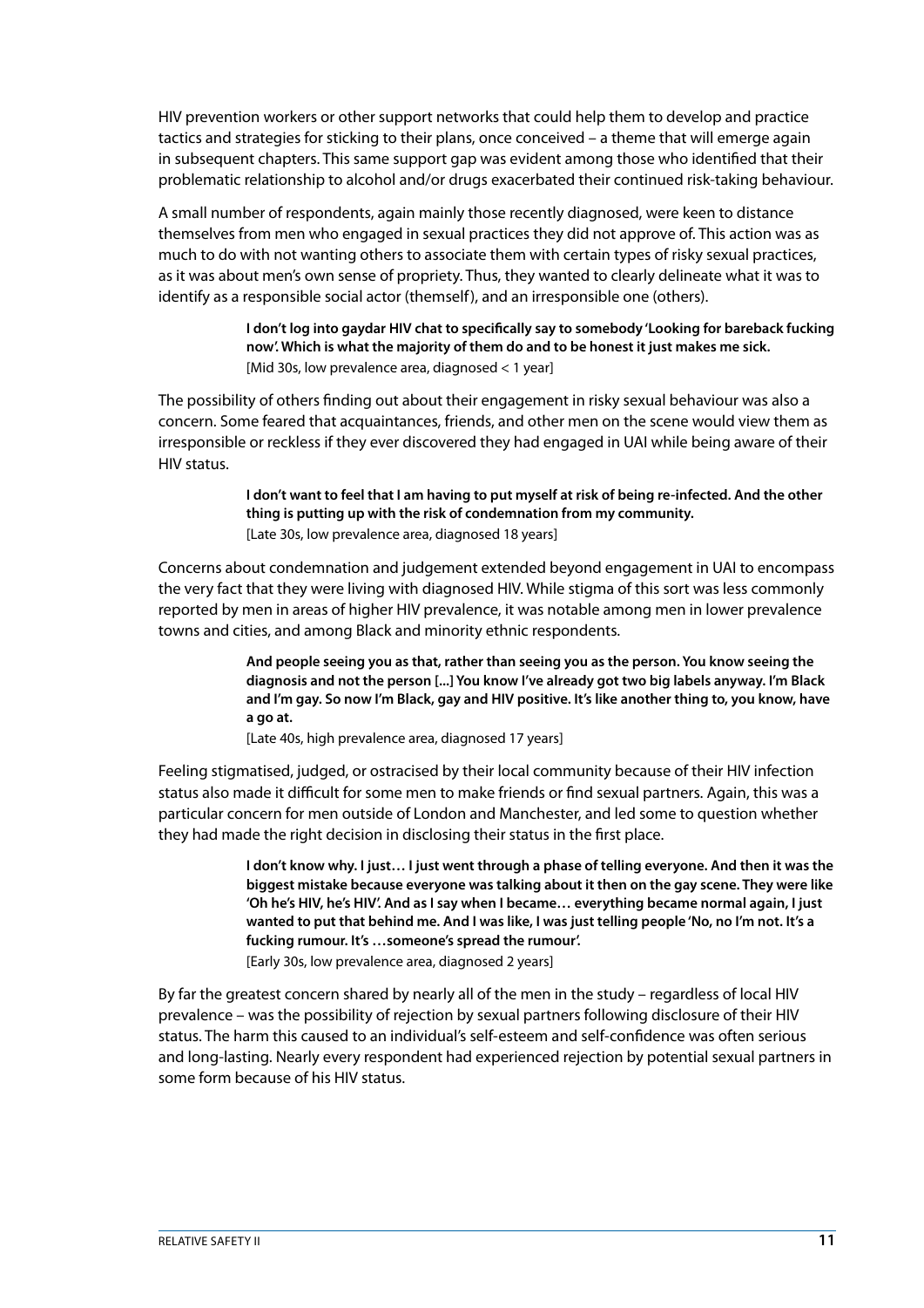HIV prevention workers or other support networks that could help them to develop and practice tactics and strategies for sticking to their plans, once conceived – a theme that will emerge again in subsequent chapters. This same support gap was evident among those who identified that their problematic relationship to alcohol and/or drugs exacerbated their continued risk-taking behaviour.

A small number of respondents, again mainly those recently diagnosed, were keen to distance themselves from men who engaged in sexual practices they did not approve of. This action was as much to do with not wanting others to associate them with certain types of risky sexual practices, as it was about men's own sense of propriety. Thus, they wanted to clearly delineate what it was to identify as a responsible social actor (themself), and an irresponsible one (others).

> **I don't log into gaydar HIV chat to specifically say to somebody 'Looking for bareback fucking now'. Which is what the majority of them do and to be honest it just makes me sick.**
> [Mid 30s, low prevalence area, diagnosed < 1 year]

The possibility of others finding out about their engagement in risky sexual behaviour was also a concern. Some feared that acquaintances, friends, and other men on the scene would view them as irresponsible or reckless if they ever discovered they had engaged in UAI while being aware of their HIV status.

> **I don't want to feel that I am having to put myself at risk of being re-infected. And the other thing is putting up with the risk of condemnation from my community.**
> [Late 30s, low prevalence area, diagnosed 18 years]

Concerns about condemnation and judgement extended beyond engagement in UAI to encompass the very fact that they were living with diagnosed HIV. While stigma of this sort was less commonly reported by men in areas of higher HIV prevalence, it was notable among men in lower prevalence towns and cities, and among Black and minority ethnic respondents.

> **And people seeing you as that, rather than seeing you as the person. You know seeing the diagnosis and not the person [...] You know I've already got two big labels anyway. I'm Black and I'm gay. So now I'm Black, gay and HIV positive. It's like another thing to, you know, have a go at.**
> [Late 40s, high prevalence area, diagnosed 17 years]

Feeling stigmatised, judged, or ostracised by their local community because of their HIV infection status also made it difficult for some men to make friends or find sexual partners. Again, this was a particular concern for men outside of London and Manchester, and led some to question whether they had made the right decision in disclosing their status in the first place.

> **I don't know why. I just… I just went through a phase of telling everyone. And then it was the biggest mistake because everyone was talking about it then on the gay scene. They were like 'Oh he's HIV, he's HIV'. And as I say when I became… everything became normal again, I just wanted to put that behind me. And I was like, I was just telling people 'No, no I'm not. It's a fucking rumour. It's …someone's spread the rumour'.**
> [Early 30s, low prevalence area, diagnosed 2 years]

By far the greatest concern shared by nearly all of the men in the study – regardless of local HIV prevalence – was the possibility of rejection by sexual partners following disclosure of their HIV status. The harm this caused to an individual's self-esteem and self-confidence was often serious and long-lasting. Nearly every respondent had experienced rejection by potential sexual partners in some form because of his HIV status.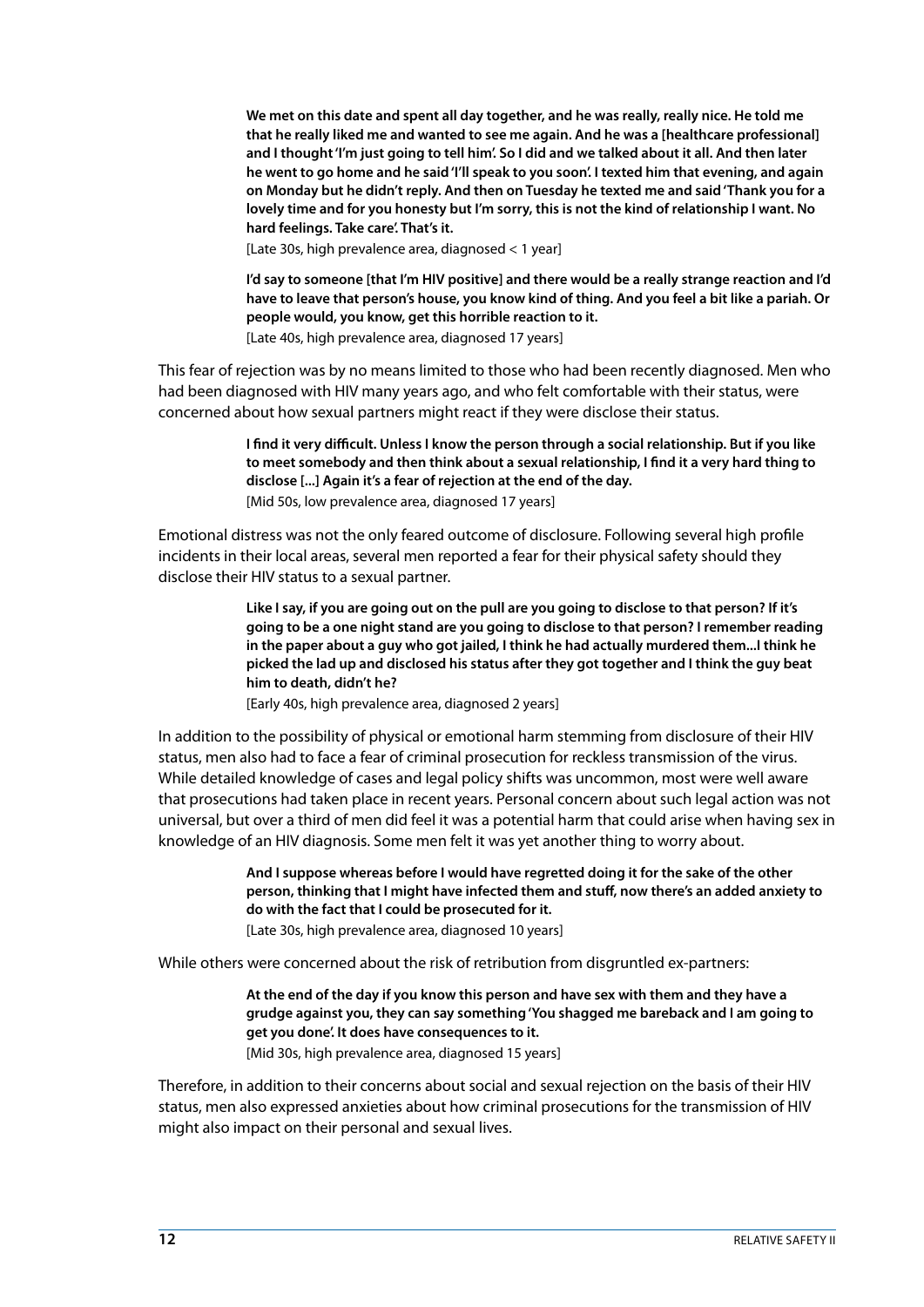> **We met on this date and spent all day together, and he was really, really nice. He told me that he really liked me and wanted to see me again. And he was a [healthcare professional] and I thought 'I'm just going to tell him'. So I did and we talked about it all. And then later he went to go home and he said 'I'll speak to you soon'. I texted him that evening, and again on Monday but he didn't reply. And then on Tuesday he texted me and said 'Thank you for a lovely time and for you honesty but I'm sorry, this is not the kind of relationship I want. No hard feelings. Take care'. That's it.**
>
> [Late 30s, high prevalence area, diagnosed < 1 year]

> **I'd say to someone [that I'm HIV positive] and there would be a really strange reaction and I'd have to leave that person's house, you know kind of thing. And you feel a bit like a pariah. Or people would, you know, get this horrible reaction to it.**
>
> [Late 40s, high prevalence area, diagnosed 17 years]

This fear of rejection was by no means limited to those who had been recently diagnosed. Men who had been diagnosed with HIV many years ago, and who felt comfortable with their status, were concerned about how sexual partners might react if they were disclose their status.

> **I find it very difficult. Unless I know the person through a social relationship. But if you like to meet somebody and then think about a sexual relationship, I find it a very hard thing to disclose [...] Again it's a fear of rejection at the end of the day.**
>
> [Mid 50s, low prevalence area, diagnosed 17 years]

Emotional distress was not the only feared outcome of disclosure. Following several high profile incidents in their local areas, several men reported a fear for their physical safety should they disclose their HIV status to a sexual partner.

> **Like I say, if you are going out on the pull are you going to disclose to that person? If it's going to be a one night stand are you going to disclose to that person? I remember reading in the paper about a guy who got jailed, I think he had actually murdered them...I think he picked the lad up and disclosed his status after they got together and I think the guy beat him to death, didn't he?**
>
> [Early 40s, high prevalence area, diagnosed 2 years]

In addition to the possibility of physical or emotional harm stemming from disclosure of their HIV status, men also had to face a fear of criminal prosecution for reckless transmission of the virus. While detailed knowledge of cases and legal policy shifts was uncommon, most were well aware that prosecutions had taken place in recent years. Personal concern about such legal action was not universal, but over a third of men did feel it was a potential harm that could arise when having sex in knowledge of an HIV diagnosis. Some men felt it was yet another thing to worry about.

> **And I suppose whereas before I would have regretted doing it for the sake of the other person, thinking that I might have infected them and stuff, now there's an added anxiety to do with the fact that I could be prosecuted for it.**
>
> [Late 30s, high prevalence area, diagnosed 10 years]

While others were concerned about the risk of retribution from disgruntled ex-partners:

> **At the end of the day if you know this person and have sex with them and they have a grudge against you, they can say something 'You shagged me bareback and I am going to get you done'. It does have consequences to it.**
>
> [Mid 30s, high prevalence area, diagnosed 15 years]

Therefore, in addition to their concerns about social and sexual rejection on the basis of their HIV status, men also expressed anxieties about how criminal prosecutions for the transmission of HIV might also impact on their personal and sexual lives.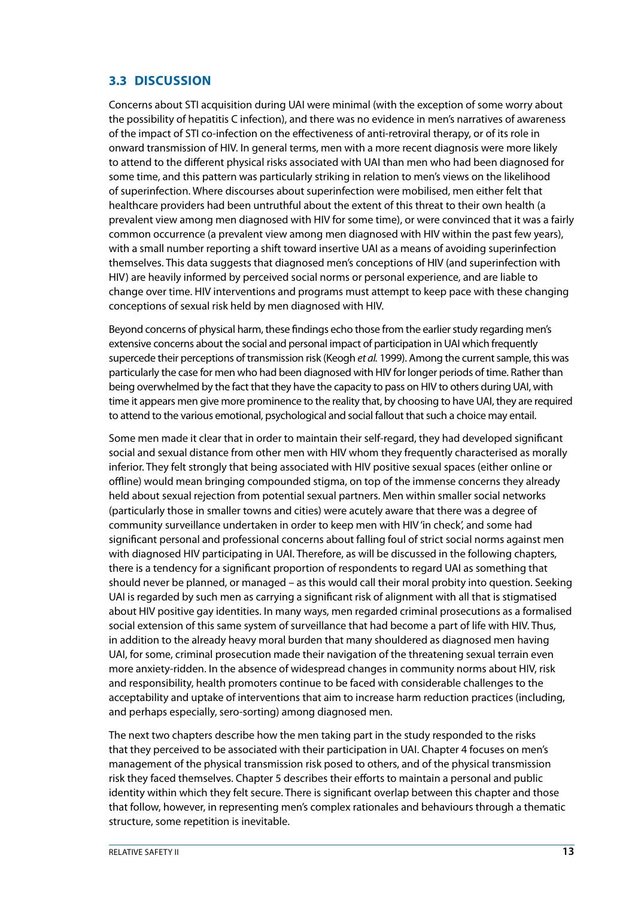## 3.3 DISCUSSION

Concerns about STI acquisition during UAI were minimal (with the exception of some worry about the possibility of hepatitis C infection), and there was no evidence in men's narratives of awareness of the impact of STI co-infection on the effectiveness of anti-retroviral therapy, or of its role in onward transmission of HIV. In general terms, men with a more recent diagnosis were more likely to attend to the different physical risks associated with UAI than men who had been diagnosed for some time, and this pattern was particularly striking in relation to men's views on the likelihood of superinfection. Where discourses about superinfection were mobilised, men either felt that healthcare providers had been untruthful about the extent of this threat to their own health (a prevalent view among men diagnosed with HIV for some time), or were convinced that it was a fairly common occurrence (a prevalent view among men diagnosed with HIV within the past few years), with a small number reporting a shift toward insertive UAI as a means of avoiding superinfection themselves. This data suggests that diagnosed men's conceptions of HIV (and superinfection with HIV) are heavily informed by perceived social norms or personal experience, and are liable to change over time. HIV interventions and programs must attempt to keep pace with these changing conceptions of sexual risk held by men diagnosed with HIV.

Beyond concerns of physical harm, these findings echo those from the earlier study regarding men's extensive concerns about the social and personal impact of participation in UAI which frequently supercede their perceptions of transmission risk (Keogh *et al.* 1999). Among the current sample, this was particularly the case for men who had been diagnosed with HIV for longer periods of time. Rather than being overwhelmed by the fact that they have the capacity to pass on HIV to others during UAI, with time it appears men give more prominence to the reality that, by choosing to have UAI, they are required to attend to the various emotional, psychological and social fallout that such a choice may entail.

Some men made it clear that in order to maintain their self-regard, they had developed significant social and sexual distance from other men with HIV whom they frequently characterised as morally inferior. They felt strongly that being associated with HIV positive sexual spaces (either online or offline) would mean bringing compounded stigma, on top of the immense concerns they already held about sexual rejection from potential sexual partners. Men within smaller social networks (particularly those in smaller towns and cities) were acutely aware that there was a degree of community surveillance undertaken in order to keep men with HIV 'in check', and some had significant personal and professional concerns about falling foul of strict social norms against men with diagnosed HIV participating in UAI. Therefore, as will be discussed in the following chapters, there is a tendency for a significant proportion of respondents to regard UAI as something that should never be planned, or managed – as this would call their moral probity into question. Seeking UAI is regarded by such men as carrying a significant risk of alignment with all that is stigmatised about HIV positive gay identities. In many ways, men regarded criminal prosecutions as a formalised social extension of this same system of surveillance that had become a part of life with HIV. Thus, in addition to the already heavy moral burden that many shouldered as diagnosed men having UAI, for some, criminal prosecution made their navigation of the threatening sexual terrain even more anxiety-ridden. In the absence of widespread changes in community norms about HIV, risk and responsibility, health promoters continue to be faced with considerable challenges to the acceptability and uptake of interventions that aim to increase harm reduction practices (including, and perhaps especially, sero-sorting) among diagnosed men.

The next two chapters describe how the men taking part in the study responded to the risks that they perceived to be associated with their participation in UAI. Chapter 4 focuses on men's management of the physical transmission risk posed to others, and of the physical transmission risk they faced themselves. Chapter 5 describes their efforts to maintain a personal and public identity within which they felt secure. There is significant overlap between this chapter and those that follow, however, in representing men's complex rationales and behaviours through a thematic structure, some repetition is inevitable.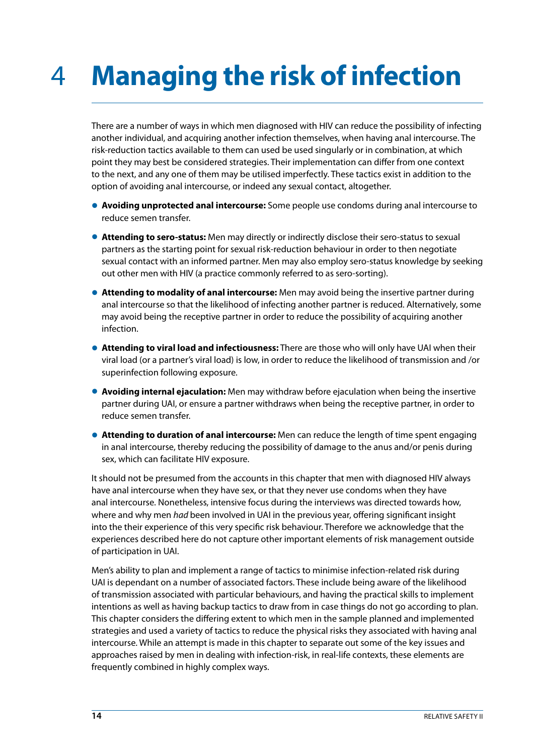# 4 Managing the risk of infection

There are a number of ways in which men diagnosed with HIV can reduce the possibility of infecting another individual, and acquiring another infection themselves, when having anal intercourse. The risk-reduction tactics available to them can used be used singularly or in combination, at which point they may best be considered strategies. Their implementation can differ from one context to the next, and any one of them may be utilised imperfectly. These tactics exist in addition to the option of avoiding anal intercourse, or indeed any sexual contact, altogether.

- **Avoiding unprotected anal intercourse:** Some people use condoms during anal intercourse to reduce semen transfer.
- **Attending to sero-status:** Men may directly or indirectly disclose their sero-status to sexual partners as the starting point for sexual risk-reduction behaviour in order to then negotiate sexual contact with an informed partner. Men may also employ sero-status knowledge by seeking out other men with HIV (a practice commonly referred to as sero-sorting).
- **Attending to modality of anal intercourse:** Men may avoid being the insertive partner during anal intercourse so that the likelihood of infecting another partner is reduced. Alternatively, some may avoid being the receptive partner in order to reduce the possibility of acquiring another infection.
- **Attending to viral load and infectiousness:** There are those who will only have UAI when their viral load (or a partner's viral load) is low, in order to reduce the likelihood of transmission and /or superinfection following exposure.
- **Avoiding internal ejaculation:** Men may withdraw before ejaculation when being the insertive partner during UAI, or ensure a partner withdraws when being the receptive partner, in order to reduce semen transfer.
- **Attending to duration of anal intercourse:** Men can reduce the length of time spent engaging in anal intercourse, thereby reducing the possibility of damage to the anus and/or penis during sex, which can facilitate HIV exposure.

It should not be presumed from the accounts in this chapter that men with diagnosed HIV always have anal intercourse when they have sex, or that they never use condoms when they have anal intercourse. Nonetheless, intensive focus during the interviews was directed towards how, where and why men *had* been involved in UAI in the previous year, offering significant insight into the their experience of this very specific risk behaviour. Therefore we acknowledge that the experiences described here do not capture other important elements of risk management outside of participation in UAI.

Men's ability to plan and implement a range of tactics to minimise infection-related risk during UAI is dependant on a number of associated factors. These include being aware of the likelihood of transmission associated with particular behaviours, and having the practical skills to implement intentions as well as having backup tactics to draw from in case things do not go according to plan. This chapter considers the differing extent to which men in the sample planned and implemented strategies and used a variety of tactics to reduce the physical risks they associated with having anal intercourse. While an attempt is made in this chapter to separate out some of the key issues and approaches raised by men in dealing with infection-risk, in real-life contexts, these elements are frequently combined in highly complex ways.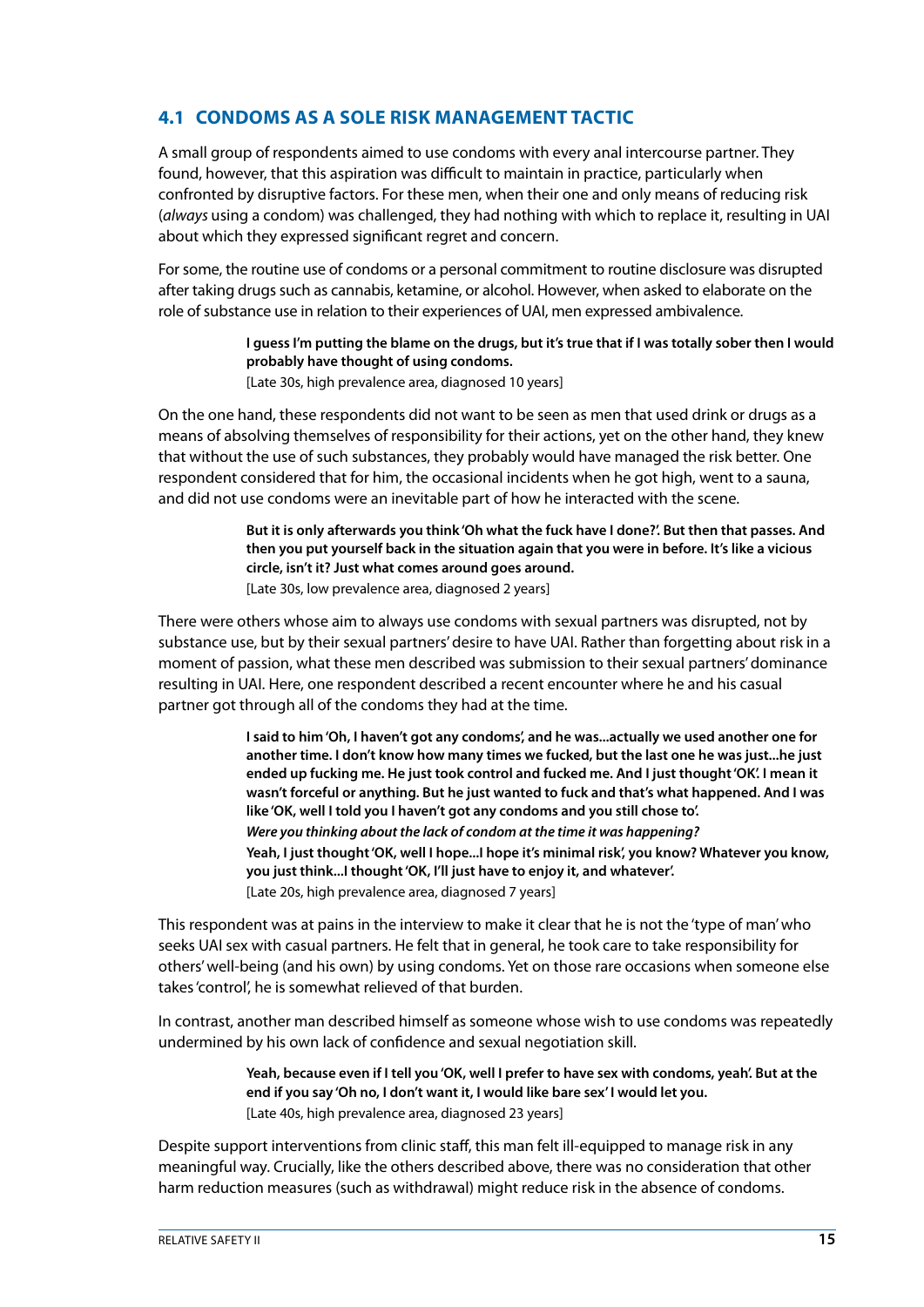## 4.1 CONDOMS AS A SOLE RISK MANAGEMENT TACTIC

A small group of respondents aimed to use condoms with every anal intercourse partner. They found, however, that this aspiration was difficult to maintain in practice, particularly when confronted by disruptive factors. For these men, when their one and only means of reducing risk (*always* using a condom) was challenged, they had nothing with which to replace it, resulting in UAI about which they expressed significant regret and concern.

For some, the routine use of condoms or a personal commitment to routine disclosure was disrupted after taking drugs such as cannabis, ketamine, or alcohol. However, when asked to elaborate on the role of substance use in relation to their experiences of UAI, men expressed ambivalence.

> **I guess I'm putting the blame on the drugs, but it's true that if I was totally sober then I would probably have thought of using condoms.**
> [Late 30s, high prevalence area, diagnosed 10 years]

On the one hand, these respondents did not want to be seen as men that used drink or drugs as a means of absolving themselves of responsibility for their actions, yet on the other hand, they knew that without the use of such substances, they probably would have managed the risk better. One respondent considered that for him, the occasional incidents when he got high, went to a sauna, and did not use condoms were an inevitable part of how he interacted with the scene.

> **But it is only afterwards you think 'Oh what the fuck have I done?'. But then that passes. And then you put yourself back in the situation again that you were in before. It's like a vicious circle, isn't it? Just what comes around goes around.**
> [Late 30s, low prevalence area, diagnosed 2 years]

There were others whose aim to always use condoms with sexual partners was disrupted, not by substance use, but by their sexual partners' desire to have UAI. Rather than forgetting about risk in a moment of passion, what these men described was submission to their sexual partners' dominance resulting in UAI. Here, one respondent described a recent encounter where he and his casual partner got through all of the condoms they had at the time.

> **I said to him 'Oh, I haven't got any condoms', and he was...actually we used another one for another time. I don't know how many times we fucked, but the last one he was just...he just ended up fucking me. He just took control and fucked me. And I just thought 'OK'. I mean it wasn't forceful or anything. But he just wanted to fuck and that's what happened. And I was like 'OK, well I told you I haven't got any condoms and you still chose to'.**
> ***Were you thinking about the lack of condom at the time it was happening?***
> **Yeah, I just thought 'OK, well I hope...I hope it's minimal risk', you know? Whatever you know, you just think...I thought 'OK, I'll just have to enjoy it, and whatever'.**
> [Late 20s, high prevalence area, diagnosed 7 years]

This respondent was at pains in the interview to make it clear that he is not the 'type of man' who seeks UAI sex with casual partners. He felt that in general, he took care to take responsibility for others' well-being (and his own) by using condoms. Yet on those rare occasions when someone else takes 'control', he is somewhat relieved of that burden.

In contrast, another man described himself as someone whose wish to use condoms was repeatedly undermined by his own lack of confidence and sexual negotiation skill.

> **Yeah, because even if I tell you 'OK, well I prefer to have sex with condoms, yeah'. But at the end if you say 'Oh no, I don't want it, I would like bare sex' I would let you.**
> [Late 40s, high prevalence area, diagnosed 23 years]

Despite support interventions from clinic staff, this man felt ill-equipped to manage risk in any meaningful way. Crucially, like the others described above, there was no consideration that other harm reduction measures (such as withdrawal) might reduce risk in the absence of condoms.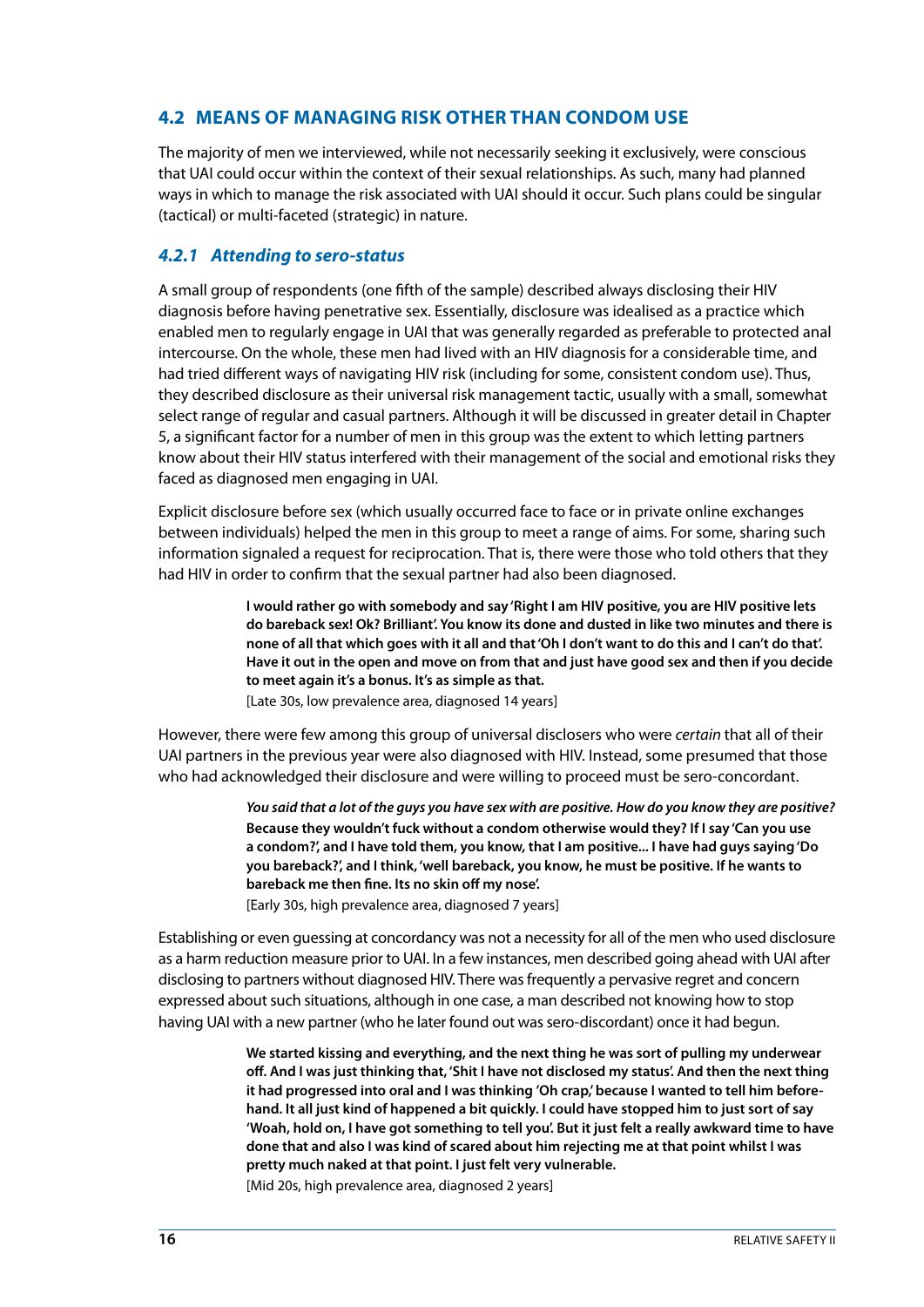## 4.2 MEANS OF MANAGING RISK OTHER THAN CONDOM USE

The majority of men we interviewed, while not necessarily seeking it exclusively, were conscious that UAI could occur within the context of their sexual relationships. As such, many had planned ways in which to manage the risk associated with UAI should it occur. Such plans could be singular (tactical) or multi-faceted (strategic) in nature.

### *4.2.1 Attending to sero-status*

A small group of respondents (one fifth of the sample) described always disclosing their HIV diagnosis before having penetrative sex. Essentially, disclosure was idealised as a practice which enabled men to regularly engage in UAI that was generally regarded as preferable to protected anal intercourse. On the whole, these men had lived with an HIV diagnosis for a considerable time, and had tried different ways of navigating HIV risk (including for some, consistent condom use). Thus, they described disclosure as their universal risk management tactic, usually with a small, somewhat select range of regular and casual partners. Although it will be discussed in greater detail in Chapter 5, a significant factor for a number of men in this group was the extent to which letting partners know about their HIV status interfered with their management of the social and emotional risks they faced as diagnosed men engaging in UAI.

Explicit disclosure before sex (which usually occurred face to face or in private online exchanges between individuals) helped the men in this group to meet a range of aims. For some, sharing such information signaled a request for reciprocation. That is, there were those who told others that they had HIV in order to confirm that the sexual partner had also been diagnosed.

> **I would rather go with somebody and say 'Right I am HIV positive, you are HIV positive lets do bareback sex! Ok? Brilliant'. You know its done and dusted in like two minutes and there is none of all that which goes with it all and that 'Oh I don't want to do this and I can't do that'. Have it out in the open and move on from that and just have good sex and then if you decide to meet again it's a bonus. It's as simple as that.**
>
> [Late 30s, low prevalence area, diagnosed 14 years]

However, there were few among this group of universal disclosers who were *certain* that all of their UAI partners in the previous year were also diagnosed with HIV. Instead, some presumed that those who had acknowledged their disclosure and were willing to proceed must be sero-concordant.

> ***You said that a lot of the guys you have sex with are positive. How do you know they are positive?***
> **Because they wouldn't fuck without a condom otherwise would they? If I say 'Can you use a condom?', and I have told them, you know, that I am positive... I have had guys saying 'Do you bareback?', and I think, 'well bareback, you know, he must be positive. If he wants to bareback me then fine. Its no skin off my nose'.**
>
> [Early 30s, high prevalence area, diagnosed 7 years]

Establishing or even guessing at concordancy was not a necessity for all of the men who used disclosure as a harm reduction measure prior to UAI. In a few instances, men described going ahead with UAI after disclosing to partners without diagnosed HIV. There was frequently a pervasive regret and concern expressed about such situations, although in one case, a man described not knowing how to stop having UAI with a new partner (who he later found out was sero-discordant) once it had begun.

> **We started kissing and everything, and the next thing he was sort of pulling my underwear off. And I was just thinking that, 'Shit I have not disclosed my status'. And then the next thing it had progressed into oral and I was thinking 'Oh crap,' because I wanted to tell him beforehand. It all just kind of happened a bit quickly. I could have stopped him to just sort of say 'Woah, hold on, I have got something to tell you'. But it just felt a really awkward time to have done that and also I was kind of scared about him rejecting me at that point whilst I was pretty much naked at that point. I just felt very vulnerable.**
>
> [Mid 20s, high prevalence area, diagnosed 2 years]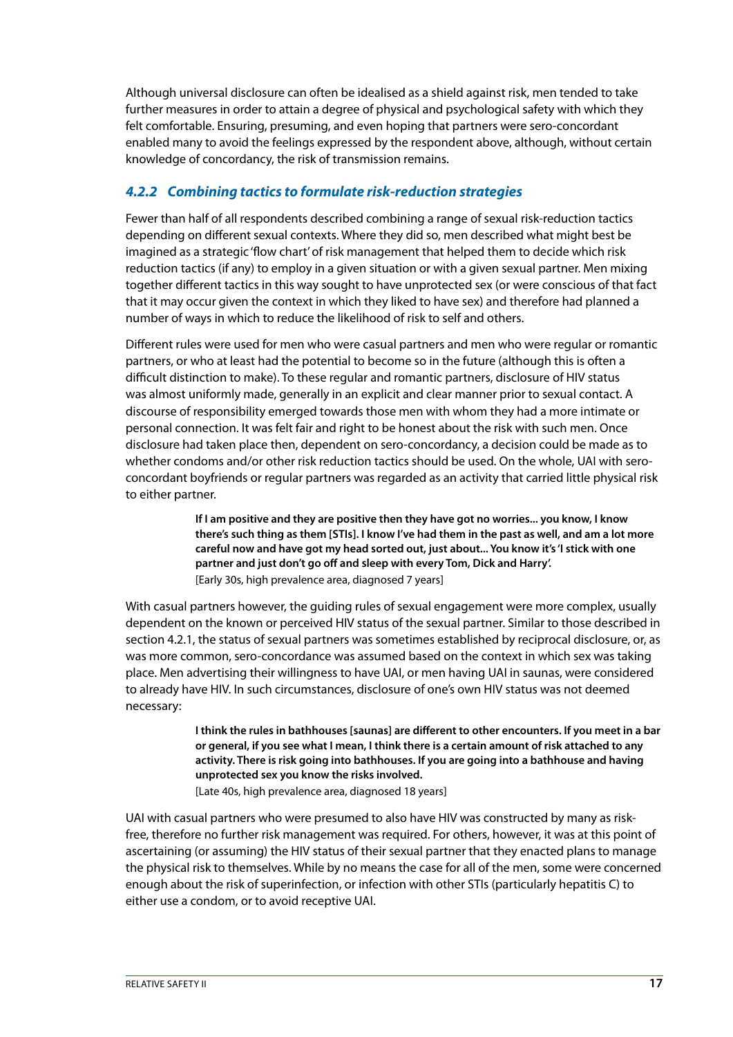Although universal disclosure can often be idealised as a shield against risk, men tended to take further measures in order to attain a degree of physical and psychological safety with which they felt comfortable. Ensuring, presuming, and even hoping that partners were sero-concordant enabled many to avoid the feelings expressed by the respondent above, although, without certain knowledge of concordancy, the risk of transmission remains.

### *4.2.2 Combining tactics to formulate risk-reduction strategies*

Fewer than half of all respondents described combining a range of sexual risk-reduction tactics depending on different sexual contexts. Where they did so, men described what might best be imagined as a strategic 'flow chart' of risk management that helped them to decide which risk reduction tactics (if any) to employ in a given situation or with a given sexual partner. Men mixing together different tactics in this way sought to have unprotected sex (or were conscious of that fact that it may occur given the context in which they liked to have sex) and therefore had planned a number of ways in which to reduce the likelihood of risk to self and others.

Different rules were used for men who were casual partners and men who were regular or romantic partners, or who at least had the potential to become so in the future (although this is often a difficult distinction to make). To these regular and romantic partners, disclosure of HIV status was almost uniformly made, generally in an explicit and clear manner prior to sexual contact. A discourse of responsibility emerged towards those men with whom they had a more intimate or personal connection. It was felt fair and right to be honest about the risk with such men. Once disclosure had taken place then, dependent on sero-concordancy, a decision could be made as to whether condoms and/or other risk reduction tactics should be used. On the whole, UAI with sero-concordant boyfriends or regular partners was regarded as an activity that carried little physical risk to either partner.

> **If I am positive and they are positive then they have got no worries... you know, I know there's such thing as them [STIs]. I know I've had them in the past as well, and am a lot more careful now and have got my head sorted out, just about... You know it's 'I stick with one partner and just don't go off and sleep with every Tom, Dick and Harry'.**
> [Early 30s, high prevalence area, diagnosed 7 years]

With casual partners however, the guiding rules of sexual engagement were more complex, usually dependent on the known or perceived HIV status of the sexual partner. Similar to those described in section 4.2.1, the status of sexual partners was sometimes established by reciprocal disclosure, or, as was more common, sero-concordance was assumed based on the context in which sex was taking place. Men advertising their willingness to have UAI, or men having UAI in saunas, were considered to already have HIV. In such circumstances, disclosure of one's own HIV status was not deemed necessary:

> **I think the rules in bathhouses [saunas] are different to other encounters. If you meet in a bar or general, if you see what I mean, I think there is a certain amount of risk attached to any activity. There is risk going into bathhouses. If you are going into a bathhouse and having unprotected sex you know the risks involved.**
> [Late 40s, high prevalence area, diagnosed 18 years]

UAI with casual partners who were presumed to also have HIV was constructed by many as risk-free, therefore no further risk management was required. For others, however, it was at this point of ascertaining (or assuming) the HIV status of their sexual partner that they enacted plans to manage the physical risk to themselves. While by no means the case for all of the men, some were concerned enough about the risk of superinfection, or infection with other STIs (particularly hepatitis C) to either use a condom, or to avoid receptive UAI.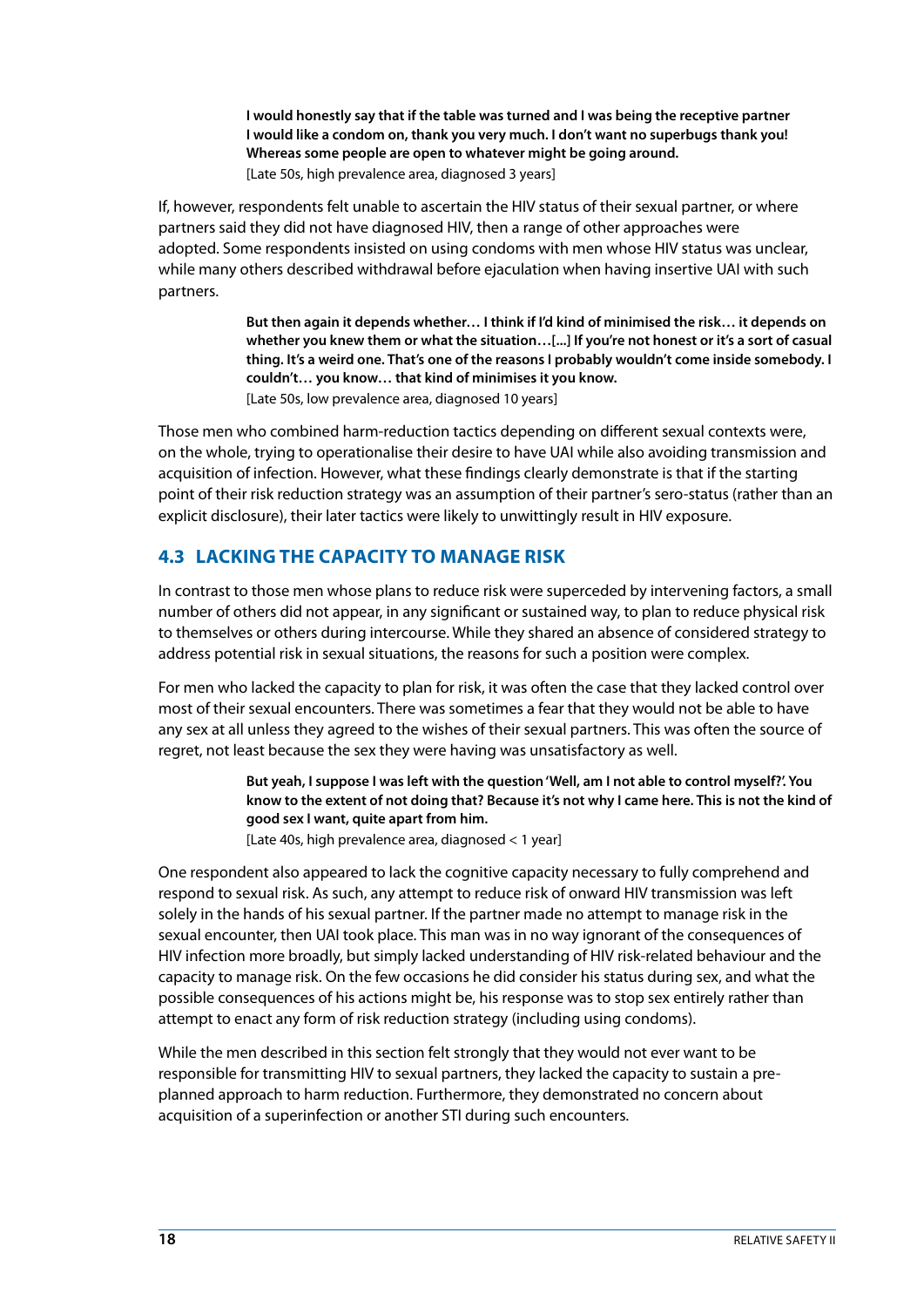> **I would honestly say that if the table was turned and I was being the receptive partner I would like a condom on, thank you very much. I don't want no superbugs thank you! Whereas some people are open to whatever might be going around.**
> [Late 50s, high prevalence area, diagnosed 3 years]

If, however, respondents felt unable to ascertain the HIV status of their sexual partner, or where partners said they did not have diagnosed HIV, then a range of other approaches were adopted. Some respondents insisted on using condoms with men whose HIV status was unclear, while many others described withdrawal before ejaculation when having insertive UAI with such partners.

> **But then again it depends whether… I think if I'd kind of minimised the risk… it depends on whether you knew them or what the situation…[...] If you're not honest or it's a sort of casual thing. It's a weird one. That's one of the reasons I probably wouldn't come inside somebody. I couldn't… you know… that kind of minimises it you know.**
> [Late 50s, low prevalence area, diagnosed 10 years]

Those men who combined harm-reduction tactics depending on different sexual contexts were, on the whole, trying to operationalise their desire to have UAI while also avoiding transmission and acquisition of infection. However, what these findings clearly demonstrate is that if the starting point of their risk reduction strategy was an assumption of their partner's sero-status (rather than an explicit disclosure), their later tactics were likely to unwittingly result in HIV exposure.

## 4.3 LACKING THE CAPACITY TO MANAGE RISK

In contrast to those men whose plans to reduce risk were superceded by intervening factors, a small number of others did not appear, in any significant or sustained way, to plan to reduce physical risk to themselves or others during intercourse. While they shared an absence of considered strategy to address potential risk in sexual situations, the reasons for such a position were complex.

For men who lacked the capacity to plan for risk, it was often the case that they lacked control over most of their sexual encounters. There was sometimes a fear that they would not be able to have any sex at all unless they agreed to the wishes of their sexual partners. This was often the source of regret, not least because the sex they were having was unsatisfactory as well.

> **But yeah, I suppose I was left with the question 'Well, am I not able to control myself?'. You know to the extent of not doing that? Because it's not why I came here. This is not the kind of good sex I want, quite apart from him.**
> [Late 40s, high prevalence area, diagnosed < 1 year]

One respondent also appeared to lack the cognitive capacity necessary to fully comprehend and respond to sexual risk. As such, any attempt to reduce risk of onward HIV transmission was left solely in the hands of his sexual partner. If the partner made no attempt to manage risk in the sexual encounter, then UAI took place. This man was in no way ignorant of the consequences of HIV infection more broadly, but simply lacked understanding of HIV risk-related behaviour and the capacity to manage risk. On the few occasions he did consider his status during sex, and what the possible consequences of his actions might be, his response was to stop sex entirely rather than attempt to enact any form of risk reduction strategy (including using condoms).

While the men described in this section felt strongly that they would not ever want to be responsible for transmitting HIV to sexual partners, they lacked the capacity to sustain a pre-planned approach to harm reduction. Furthermore, they demonstrated no concern about acquisition of a superinfection or another STI during such encounters.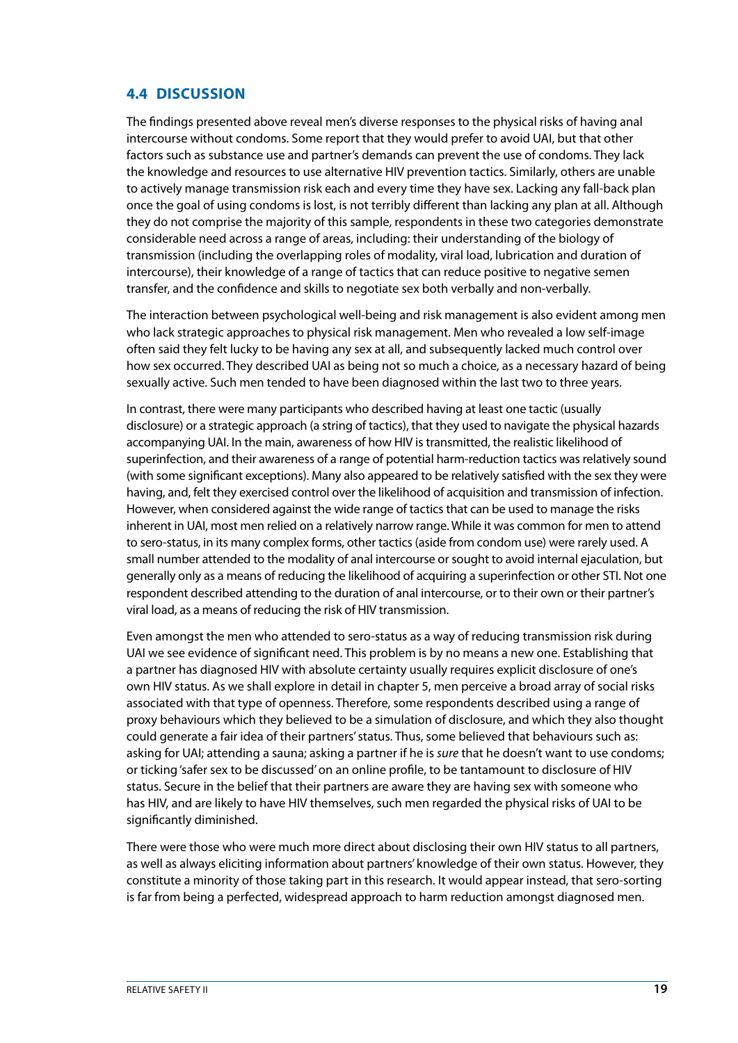## 4.4 DISCUSSION

The findings presented above reveal men's diverse responses to the physical risks of having anal intercourse without condoms. Some report that they would prefer to avoid UAI, but that other factors such as substance use and partner's demands can prevent the use of condoms. They lack the knowledge and resources to use alternative HIV prevention tactics. Similarly, others are unable to actively manage transmission risk each and every time they have sex. Lacking any fall-back plan once the goal of using condoms is lost, is not terribly different than lacking any plan at all. Although they do not comprise the majority of this sample, respondents in these two categories demonstrate considerable need across a range of areas, including: their understanding of the biology of transmission (including the overlapping roles of modality, viral load, lubrication and duration of intercourse), their knowledge of a range of tactics that can reduce positive to negative semen transfer, and the confidence and skills to negotiate sex both verbally and non-verbally.

The interaction between psychological well-being and risk management is also evident among men who lack strategic approaches to physical risk management. Men who revealed a low self-image often said they felt lucky to be having any sex at all, and subsequently lacked much control over how sex occurred. They described UAI as being not so much a choice, as a necessary hazard of being sexually active. Such men tended to have been diagnosed within the last two to three years.

In contrast, there were many participants who described having at least one tactic (usually disclosure) or a strategic approach (a string of tactics), that they used to navigate the physical hazards accompanying UAI. In the main, awareness of how HIV is transmitted, the realistic likelihood of superinfection, and their awareness of a range of potential harm-reduction tactics was relatively sound (with some significant exceptions). Many also appeared to be relatively satisfied with the sex they were having, and, felt they exercised control over the likelihood of acquisition and transmission of infection. However, when considered against the wide range of tactics that can be used to manage the risks inherent in UAI, most men relied on a relatively narrow range. While it was common for men to attend to sero-status, in its many complex forms, other tactics (aside from condom use) were rarely used. A small number attended to the modality of anal intercourse or sought to avoid internal ejaculation, but generally only as a means of reducing the likelihood of acquiring a superinfection or other STI. Not one respondent described attending to the duration of anal intercourse, or to their own or their partner's viral load, as a means of reducing the risk of HIV transmission.

Even amongst the men who attended to sero-status as a way of reducing transmission risk during UAI we see evidence of significant need. This problem is by no means a new one. Establishing that a partner has diagnosed HIV with absolute certainty usually requires explicit disclosure of one's own HIV status. As we shall explore in detail in chapter 5, men perceive a broad array of social risks associated with that type of openness. Therefore, some respondents described using a range of proxy behaviours which they believed to be a simulation of disclosure, and which they also thought could generate a fair idea of their partners' status. Thus, some believed that behaviours such as: asking for UAI; attending a sauna; asking a partner if he is *sure* that he doesn't want to use condoms; or ticking 'safer sex to be discussed' on an online profile, to be tantamount to disclosure of HIV status. Secure in the belief that their partners are aware they are having sex with someone who has HIV, and are likely to have HIV themselves, such men regarded the physical risks of UAI to be significantly diminished.

There were those who were much more direct about disclosing their own HIV status to all partners, as well as always eliciting information about partners' knowledge of their own status. However, they constitute a minority of those taking part in this research. It would appear instead, that sero-sorting is far from being a perfected, widespread approach to harm reduction amongst diagnosed men.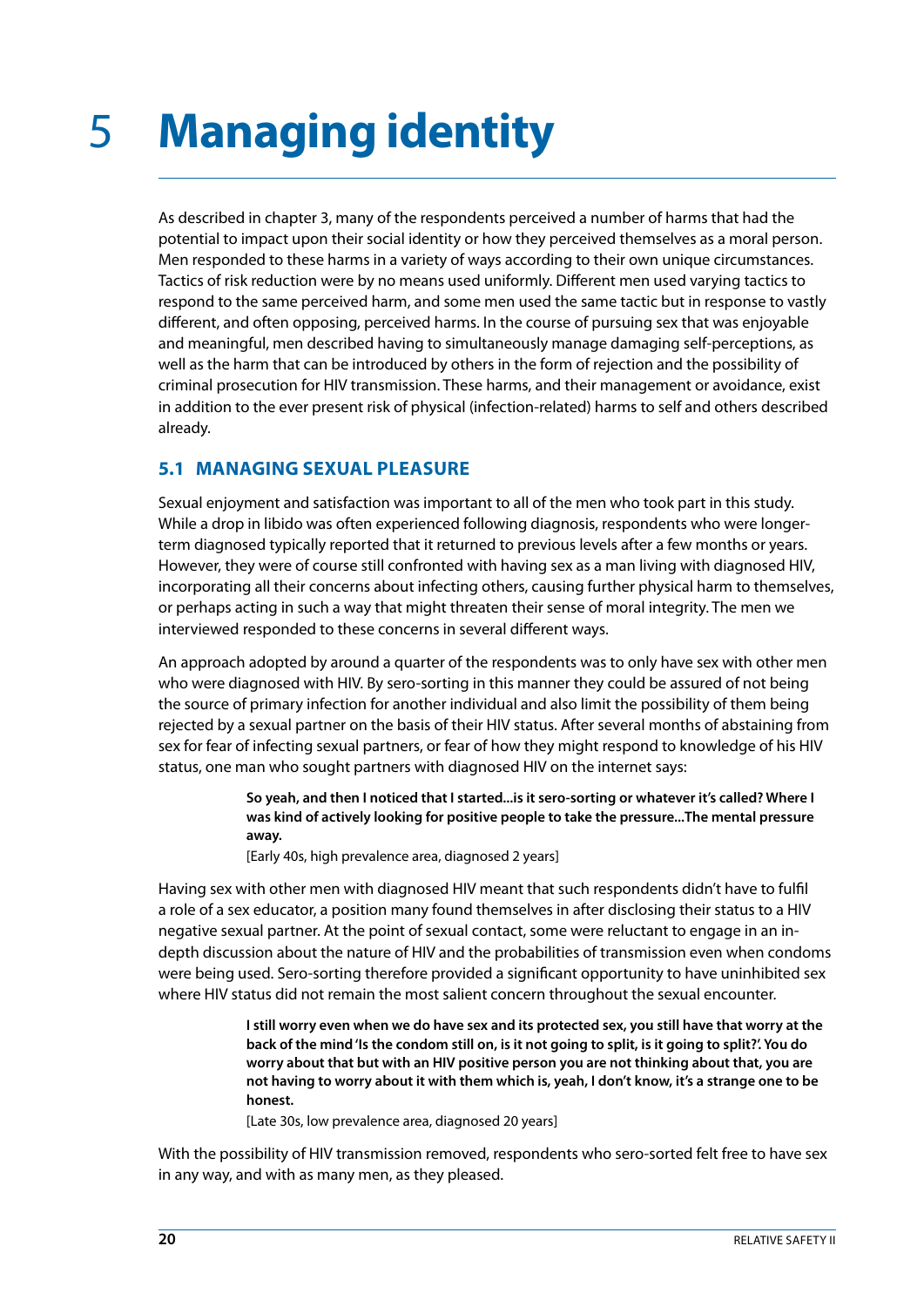# 5 Managing identity

As described in chapter 3, many of the respondents perceived a number of harms that had the potential to impact upon their social identity or how they perceived themselves as a moral person. Men responded to these harms in a variety of ways according to their own unique circumstances. Tactics of risk reduction were by no means used uniformly. Different men used varying tactics to respond to the same perceived harm, and some men used the same tactic but in response to vastly different, and often opposing, perceived harms. In the course of pursuing sex that was enjoyable and meaningful, men described having to simultaneously manage damaging self-perceptions, as well as the harm that can be introduced by others in the form of rejection and the possibility of criminal prosecution for HIV transmission. These harms, and their management or avoidance, exist in addition to the ever present risk of physical (infection-related) harms to self and others described already.

## 5.1 MANAGING SEXUAL PLEASURE

Sexual enjoyment and satisfaction was important to all of the men who took part in this study. While a drop in libido was often experienced following diagnosis, respondents who were longer-term diagnosed typically reported that it returned to previous levels after a few months or years. However, they were of course still confronted with having sex as a man living with diagnosed HIV, incorporating all their concerns about infecting others, causing further physical harm to themselves, or perhaps acting in such a way that might threaten their sense of moral integrity. The men we interviewed responded to these concerns in several different ways.

An approach adopted by around a quarter of the respondents was to only have sex with other men who were diagnosed with HIV. By sero-sorting in this manner they could be assured of not being the source of primary infection for another individual and also limit the possibility of them being rejected by a sexual partner on the basis of their HIV status. After several months of abstaining from sex for fear of infecting sexual partners, or fear of how they might respond to knowledge of his HIV status, one man who sought partners with diagnosed HIV on the internet says:

> **So yeah, and then I noticed that I started...is it sero-sorting or whatever it's called? Where I was kind of actively looking for positive people to take the pressure...The mental pressure away.**
>
> [Early 40s, high prevalence area, diagnosed 2 years]

Having sex with other men with diagnosed HIV meant that such respondents didn't have to fulfil a role of a sex educator, a position many found themselves in after disclosing their status to a HIV negative sexual partner. At the point of sexual contact, some were reluctant to engage in an in-depth discussion about the nature of HIV and the probabilities of transmission even when condoms were being used. Sero-sorting therefore provided a significant opportunity to have uninhibited sex where HIV status did not remain the most salient concern throughout the sexual encounter.

> **I still worry even when we do have sex and its protected sex, you still have that worry at the back of the mind 'Is the condom still on, is it not going to split, is it going to split?'. You do worry about that but with an HIV positive person you are not thinking about that, you are not having to worry about it with them which is, yeah, I don't know, it's a strange one to be honest.**
>
> [Late 30s, low prevalence area, diagnosed 20 years]

With the possibility of HIV transmission removed, respondents who sero-sorted felt free to have sex in any way, and with as many men, as they pleased.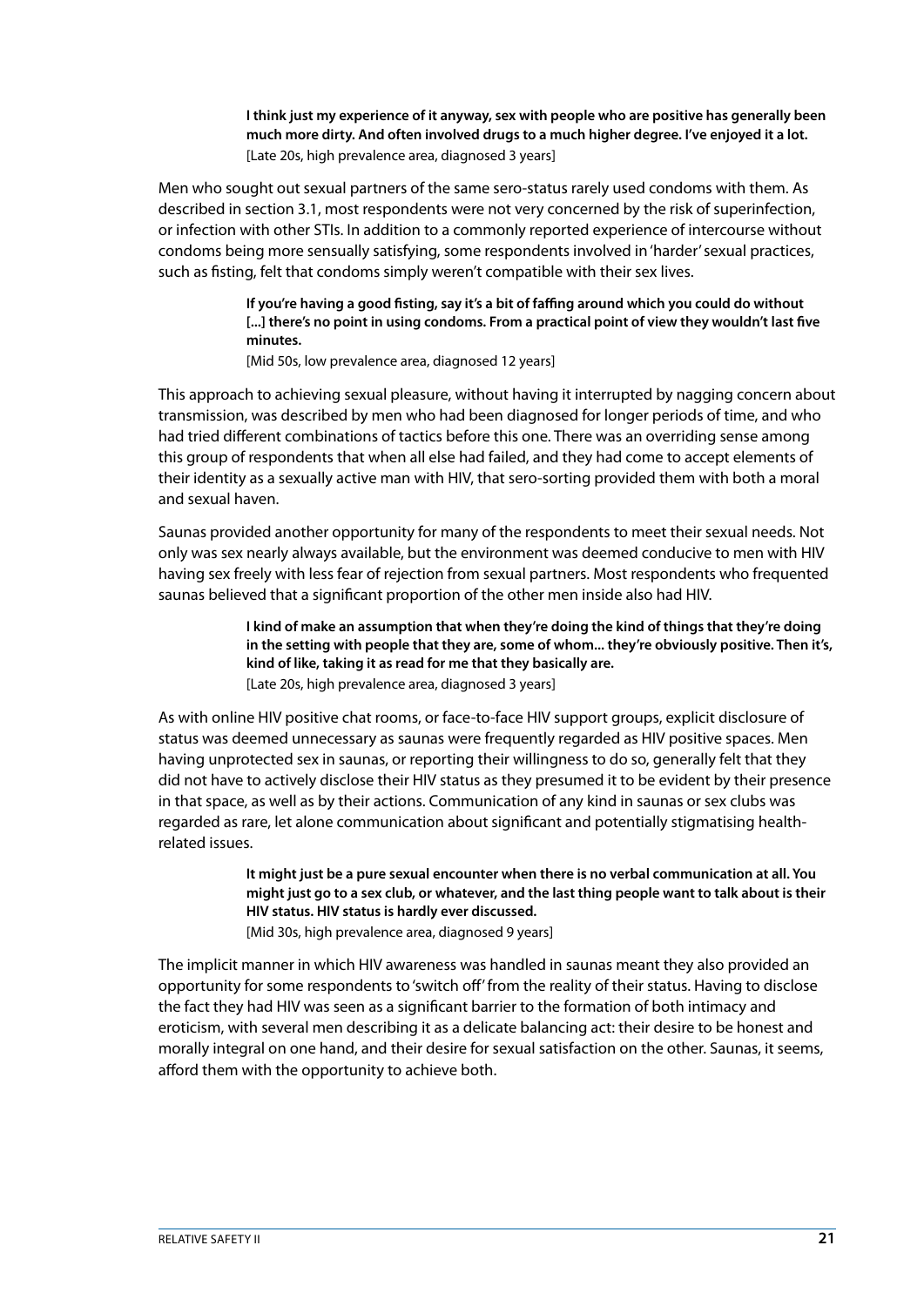> **I think just my experience of it anyway, sex with people who are positive has generally been much more dirty. And often involved drugs to a much higher degree. I've enjoyed it a lot.**
> [Late 20s, high prevalence area, diagnosed 3 years]

Men who sought out sexual partners of the same sero-status rarely used condoms with them. As described in section 3.1, most respondents were not very concerned by the risk of superinfection, or infection with other STIs. In addition to a commonly reported experience of intercourse without condoms being more sensually satisfying, some respondents involved in 'harder' sexual practices, such as fisting, felt that condoms simply weren't compatible with their sex lives.

> **If you're having a good fisting, say it's a bit of faffing around which you could do without [...] there's no point in using condoms. From a practical point of view they wouldn't last five minutes.**
> [Mid 50s, low prevalence area, diagnosed 12 years]

This approach to achieving sexual pleasure, without having it interrupted by nagging concern about transmission, was described by men who had been diagnosed for longer periods of time, and who had tried different combinations of tactics before this one. There was an overriding sense among this group of respondents that when all else had failed, and they had come to accept elements of their identity as a sexually active man with HIV, that sero-sorting provided them with both a moral and sexual haven.

Saunas provided another opportunity for many of the respondents to meet their sexual needs. Not only was sex nearly always available, but the environment was deemed conducive to men with HIV having sex freely with less fear of rejection from sexual partners. Most respondents who frequented saunas believed that a significant proportion of the other men inside also had HIV.

> **I kind of make an assumption that when they're doing the kind of things that they're doing in the setting with people that they are, some of whom... they're obviously positive. Then it's, kind of like, taking it as read for me that they basically are.**
> [Late 20s, high prevalence area, diagnosed 3 years]

As with online HIV positive chat rooms, or face-to-face HIV support groups, explicit disclosure of status was deemed unnecessary as saunas were frequently regarded as HIV positive spaces. Men having unprotected sex in saunas, or reporting their willingness to do so, generally felt that they did not have to actively disclose their HIV status as they presumed it to be evident by their presence in that space, as well as by their actions. Communication of any kind in saunas or sex clubs was regarded as rare, let alone communication about significant and potentially stigmatising health-related issues.

> **It might just be a pure sexual encounter when there is no verbal communication at all. You might just go to a sex club, or whatever, and the last thing people want to talk about is their HIV status. HIV status is hardly ever discussed.**
> [Mid 30s, high prevalence area, diagnosed 9 years]

The implicit manner in which HIV awareness was handled in saunas meant they also provided an opportunity for some respondents to 'switch off' from the reality of their status. Having to disclose the fact they had HIV was seen as a significant barrier to the formation of both intimacy and eroticism, with several men describing it as a delicate balancing act: their desire to be honest and morally integral on one hand, and their desire for sexual satisfaction on the other. Saunas, it seems, afford them with the opportunity to achieve both.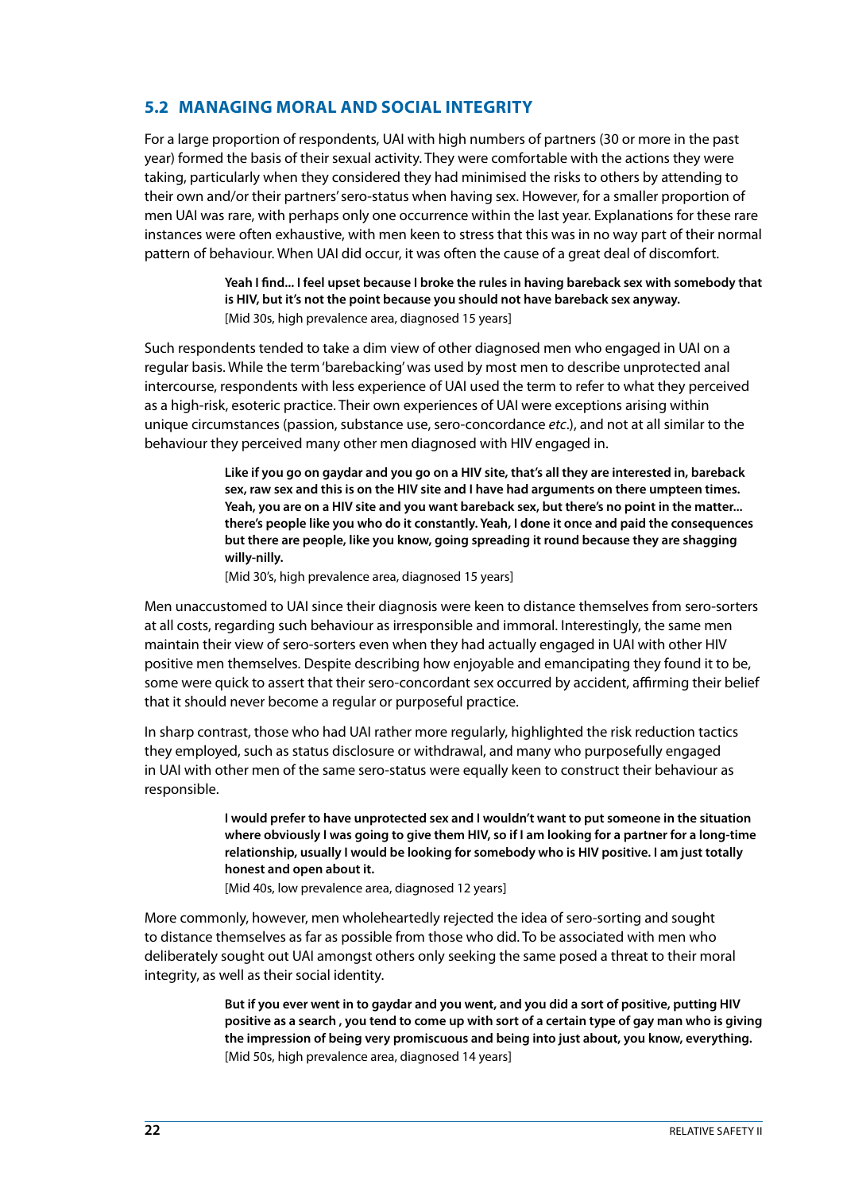## 5.2 MANAGING MORAL AND SOCIAL INTEGRITY

For a large proportion of respondents, UAI with high numbers of partners (30 or more in the past year) formed the basis of their sexual activity. They were comfortable with the actions they were taking, particularly when they considered they had minimised the risks to others by attending to their own and/or their partners' sero-status when having sex. However, for a smaller proportion of men UAI was rare, with perhaps only one occurrence within the last year. Explanations for these rare instances were often exhaustive, with men keen to stress that this was in no way part of their normal pattern of behaviour. When UAI did occur, it was often the cause of a great deal of discomfort.

> **Yeah I find... I feel upset because I broke the rules in having bareback sex with somebody that is HIV, but it's not the point because you should not have bareback sex anyway.**
> [Mid 30s, high prevalence area, diagnosed 15 years]

Such respondents tended to take a dim view of other diagnosed men who engaged in UAI on a regular basis. While the term 'barebacking' was used by most men to describe unprotected anal intercourse, respondents with less experience of UAI used the term to refer to what they perceived as a high-risk, esoteric practice. Their own experiences of UAI were exceptions arising within unique circumstances (passion, substance use, sero-concordance *etc*.), and not at all similar to the behaviour they perceived many other men diagnosed with HIV engaged in.

> **Like if you go on gaydar and you go on a HIV site, that's all they are interested in, bareback sex, raw sex and this is on the HIV site and I have had arguments on there umpteen times. Yeah, you are on a HIV site and you want bareback sex, but there's no point in the matter... there's people like you who do it constantly. Yeah, I done it once and paid the consequences but there are people, like you know, going spreading it round because they are shagging willy-nilly.**
> [Mid 30's, high prevalence area, diagnosed 15 years]

Men unaccustomed to UAI since their diagnosis were keen to distance themselves from sero-sorters at all costs, regarding such behaviour as irresponsible and immoral. Interestingly, the same men maintain their view of sero-sorters even when they had actually engaged in UAI with other HIV positive men themselves. Despite describing how enjoyable and emancipating they found it to be, some were quick to assert that their sero-concordant sex occurred by accident, affirming their belief that it should never become a regular or purposeful practice.

In sharp contrast, those who had UAI rather more regularly, highlighted the risk reduction tactics they employed, such as status disclosure or withdrawal, and many who purposefully engaged in UAI with other men of the same sero-status were equally keen to construct their behaviour as responsible.

> **I would prefer to have unprotected sex and I wouldn't want to put someone in the situation where obviously I was going to give them HIV, so if I am looking for a partner for a long-time relationship, usually I would be looking for somebody who is HIV positive. I am just totally honest and open about it.**
> [Mid 40s, low prevalence area, diagnosed 12 years]

More commonly, however, men wholeheartedly rejected the idea of sero-sorting and sought to distance themselves as far as possible from those who did. To be associated with men who deliberately sought out UAI amongst others only seeking the same posed a threat to their moral integrity, as well as their social identity.

> **But if you ever went in to gaydar and you went, and you did a sort of positive, putting HIV positive as a search , you tend to come up with sort of a certain type of gay man who is giving the impression of being very promiscuous and being into just about, you know, everything.**
> [Mid 50s, high prevalence area, diagnosed 14 years]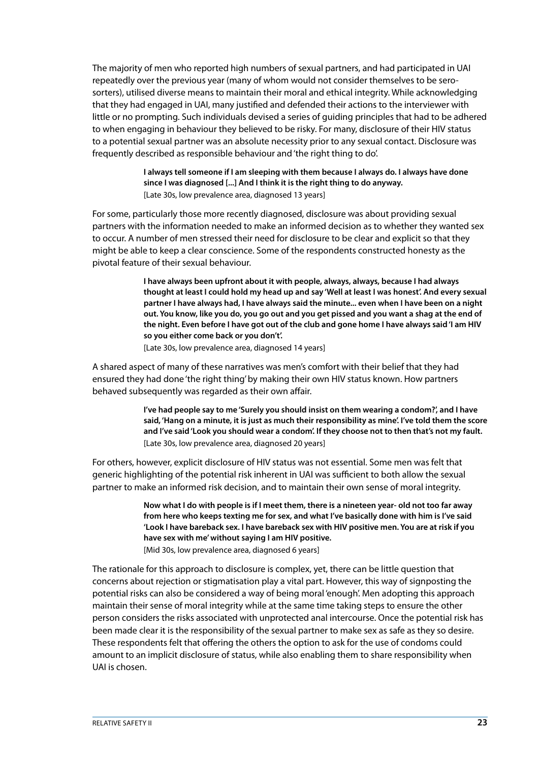The majority of men who reported high numbers of sexual partners, and had participated in UAI repeatedly over the previous year (many of whom would not consider themselves to be sero-sorters), utilised diverse means to maintain their moral and ethical integrity. While acknowledging that they had engaged in UAI, many justified and defended their actions to the interviewer with little or no prompting. Such individuals devised a series of guiding principles that had to be adhered to when engaging in behaviour they believed to be risky. For many, disclosure of their HIV status to a potential sexual partner was an absolute necessity prior to any sexual contact. Disclosure was frequently described as responsible behaviour and 'the right thing to do'.

> **I always tell someone if I am sleeping with them because I always do. I always have done since I was diagnosed [...] And I think it is the right thing to do anyway.**
> [Late 30s, low prevalence area, diagnosed 13 years]

For some, particularly those more recently diagnosed, disclosure was about providing sexual partners with the information needed to make an informed decision as to whether they wanted sex to occur. A number of men stressed their need for disclosure to be clear and explicit so that they might be able to keep a clear conscience. Some of the respondents constructed honesty as the pivotal feature of their sexual behaviour.

> **I have always been upfront about it with people, always, always, because I had always thought at least I could hold my head up and say 'Well at least I was honest'. And every sexual partner I have always had, I have always said the minute... even when I have been on a night out. You know, like you do, you go out and you get pissed and you want a shag at the end of the night. Even before I have got out of the club and gone home I have always said 'I am HIV so you either come back or you don't'.**
> [Late 30s, low prevalence area, diagnosed 14 years]

A shared aspect of many of these narratives was men's comfort with their belief that they had ensured they had done 'the right thing' by making their own HIV status known. How partners behaved subsequently was regarded as their own affair.

> **I've had people say to me 'Surely you should insist on them wearing a condom?', and I have said, 'Hang on a minute, it is just as much their responsibility as mine'. I've told them the score and I've said 'Look you should wear a condom'. If they choose not to then that's not my fault.**
> [Late 30s, low prevalence area, diagnosed 20 years]

For others, however, explicit disclosure of HIV status was not essential. Some men was felt that generic highlighting of the potential risk inherent in UAI was sufficient to both allow the sexual partner to make an informed risk decision, and to maintain their own sense of moral integrity.

> **Now what I do with people is if I meet them, there is a nineteen year- old not too far away from here who keeps texting me for sex, and what I've basically done with him is I've said 'Look I have bareback sex. I have bareback sex with HIV positive men. You are at risk if you have sex with me' without saying I am HIV positive.**
> [Mid 30s, low prevalence area, diagnosed 6 years]

The rationale for this approach to disclosure is complex, yet, there can be little question that concerns about rejection or stigmatisation play a vital part. However, this way of signposting the potential risks can also be considered a way of being moral 'enough'. Men adopting this approach maintain their sense of moral integrity while at the same time taking steps to ensure the other person considers the risks associated with unprotected anal intercourse. Once the potential risk has been made clear it is the responsibility of the sexual partner to make sex as safe as they so desire. These respondents felt that offering the others the option to ask for the use of condoms could amount to an implicit disclosure of status, while also enabling them to share responsibility when UAI is chosen.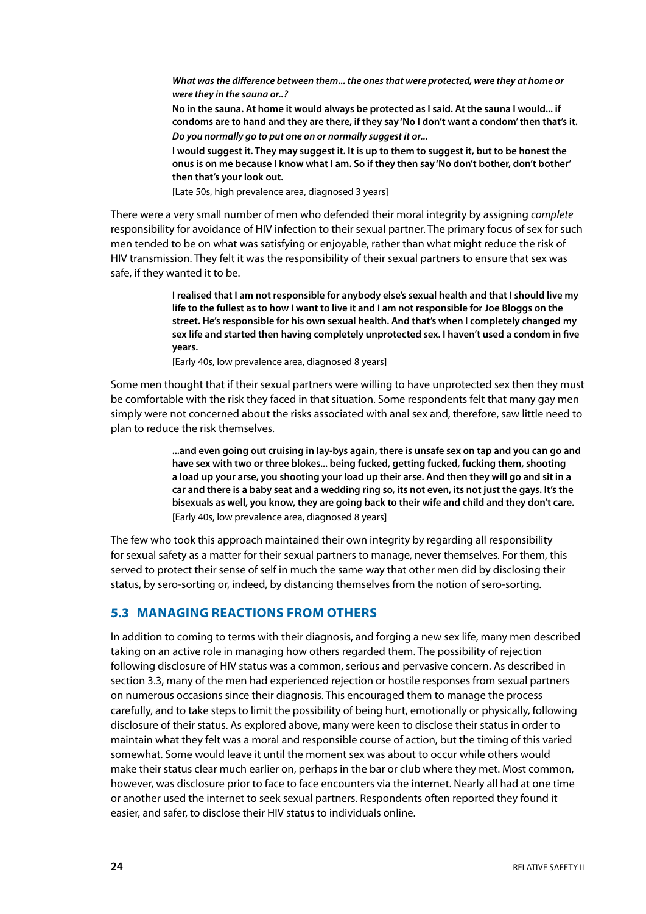> ***What was the difference between them... the ones that were protected, were they at home or were they in the sauna or..?***
>
> **No in the sauna. At home it would always be protected as I said. At the sauna I would... if condoms are to hand and they are there, if they say 'No I don't want a condom' then that's it.**
>
> ***Do you normally go to put one on or normally suggest it or...***
>
> **I would suggest it. They may suggest it. It is up to them to suggest it, but to be honest the onus is on me because I know what I am. So if they then say 'No don't bother, don't bother' then that's your look out.**
>
> [Late 50s, high prevalence area, diagnosed 3 years]

There were a very small number of men who defended their moral integrity by assigning *complete* responsibility for avoidance of HIV infection to their sexual partner. The primary focus of sex for such men tended to be on what was satisfying or enjoyable, rather than what might reduce the risk of HIV transmission. They felt it was the responsibility of their sexual partners to ensure that sex was safe, if they wanted it to be.

> **I realised that I am not responsible for anybody else's sexual health and that I should live my life to the fullest as to how I want to live it and I am not responsible for Joe Bloggs on the street. He's responsible for his own sexual health. And that's when I completely changed my sex life and started then having completely unprotected sex. I haven't used a condom in five years.**
>
> [Early 40s, low prevalence area, diagnosed 8 years]

Some men thought that if their sexual partners were willing to have unprotected sex then they must be comfortable with the risk they faced in that situation. Some respondents felt that many gay men simply were not concerned about the risks associated with anal sex and, therefore, saw little need to plan to reduce the risk themselves.

> **...and even going out cruising in lay-bys again, there is unsafe sex on tap and you can go and have sex with two or three blokes... being fucked, getting fucked, fucking them, shooting a load up your arse, you shooting your load up their arse. And then they will go and sit in a car and there is a baby seat and a wedding ring so, its not even, its not just the gays. It's the bisexuals as well, you know, they are going back to their wife and child and they don't care.**
>
> [Early 40s, low prevalence area, diagnosed 8 years]

The few who took this approach maintained their own integrity by regarding all responsibility for sexual safety as a matter for their sexual partners to manage, never themselves. For them, this served to protect their sense of self in much the same way that other men did by disclosing their status, by sero-sorting or, indeed, by distancing themselves from the notion of sero-sorting.

## 5.3 MANAGING REACTIONS FROM OTHERS

In addition to coming to terms with their diagnosis, and forging a new sex life, many men described taking on an active role in managing how others regarded them. The possibility of rejection following disclosure of HIV status was a common, serious and pervasive concern. As described in section 3.3, many of the men had experienced rejection or hostile responses from sexual partners on numerous occasions since their diagnosis. This encouraged them to manage the process carefully, and to take steps to limit the possibility of being hurt, emotionally or physically, following disclosure of their status. As explored above, many were keen to disclose their status in order to maintain what they felt was a moral and responsible course of action, but the timing of this varied somewhat. Some would leave it until the moment sex was about to occur while others would make their status clear much earlier on, perhaps in the bar or club where they met. Most common, however, was disclosure prior to face to face encounters via the internet. Nearly all had at one time or another used the internet to seek sexual partners. Respondents often reported they found it easier, and safer, to disclose their HIV status to individuals online.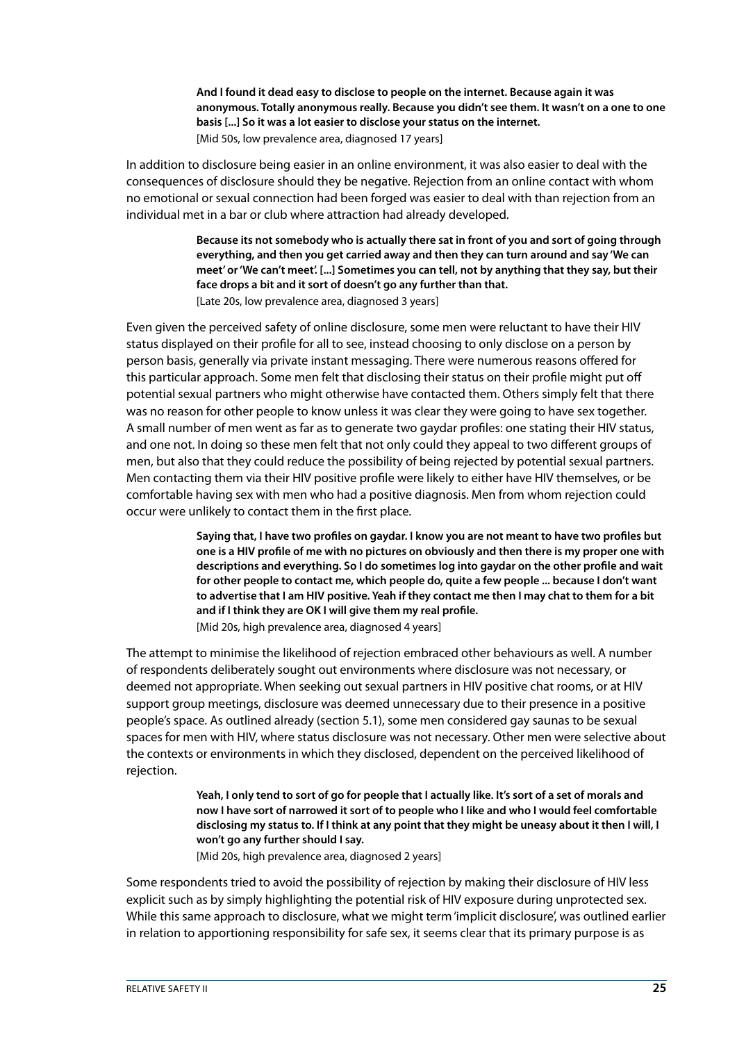> **And I found it dead easy to disclose to people on the internet. Because again it was anonymous. Totally anonymous really. Because you didn't see them. It wasn't on a one to one basis [...] So it was a lot easier to disclose your status on the internet.**
> [Mid 50s, low prevalence area, diagnosed 17 years]

In addition to disclosure being easier in an online environment, it was also easier to deal with the consequences of disclosure should they be negative. Rejection from an online contact with whom no emotional or sexual connection had been forged was easier to deal with than rejection from an individual met in a bar or club where attraction had already developed.

> **Because its not somebody who is actually there sat in front of you and sort of going through everything, and then you get carried away and then they can turn around and say 'We can meet' or 'We can't meet'. [...] Sometimes you can tell, not by anything that they say, but their face drops a bit and it sort of doesn't go any further than that.**
> [Late 20s, low prevalence area, diagnosed 3 years]

Even given the perceived safety of online disclosure, some men were reluctant to have their HIV status displayed on their profile for all to see, instead choosing to only disclose on a person by person basis, generally via private instant messaging. There were numerous reasons offered for this particular approach. Some men felt that disclosing their status on their profile might put off potential sexual partners who might otherwise have contacted them. Others simply felt that there was no reason for other people to know unless it was clear they were going to have sex together. A small number of men went as far as to generate two gaydar profiles: one stating their HIV status, and one not. In doing so these men felt that not only could they appeal to two different groups of men, but also that they could reduce the possibility of being rejected by potential sexual partners. Men contacting them via their HIV positive profile were likely to either have HIV themselves, or be comfortable having sex with men who had a positive diagnosis. Men from whom rejection could occur were unlikely to contact them in the first place.

> **Saying that, I have two profiles on gaydar. I know you are not meant to have two profiles but one is a HIV profile of me with no pictures on obviously and then there is my proper one with descriptions and everything. So I do sometimes log into gaydar on the other profile and wait for other people to contact me, which people do, quite a few people ... because I don't want to advertise that I am HIV positive. Yeah if they contact me then I may chat to them for a bit and if I think they are OK I will give them my real profile.**
> [Mid 20s, high prevalence area, diagnosed 4 years]

The attempt to minimise the likelihood of rejection embraced other behaviours as well. A number of respondents deliberately sought out environments where disclosure was not necessary, or deemed not appropriate. When seeking out sexual partners in HIV positive chat rooms, or at HIV support group meetings, disclosure was deemed unnecessary due to their presence in a positive people's space. As outlined already (section 5.1), some men considered gay saunas to be sexual spaces for men with HIV, where status disclosure was not necessary. Other men were selective about the contexts or environments in which they disclosed, dependent on the perceived likelihood of rejection.

> **Yeah, I only tend to sort of go for people that I actually like. It's sort of a set of morals and now I have sort of narrowed it sort of to people who I like and who I would feel comfortable disclosing my status to. If I think at any point that they might be uneasy about it then I will, I won't go any further should I say.**
> [Mid 20s, high prevalence area, diagnosed 2 years]

Some respondents tried to avoid the possibility of rejection by making their disclosure of HIV less explicit such as by simply highlighting the potential risk of HIV exposure during unprotected sex. While this same approach to disclosure, what we might term 'implicit disclosure', was outlined earlier in relation to apportioning responsibility for safe sex, it seems clear that its primary purpose is as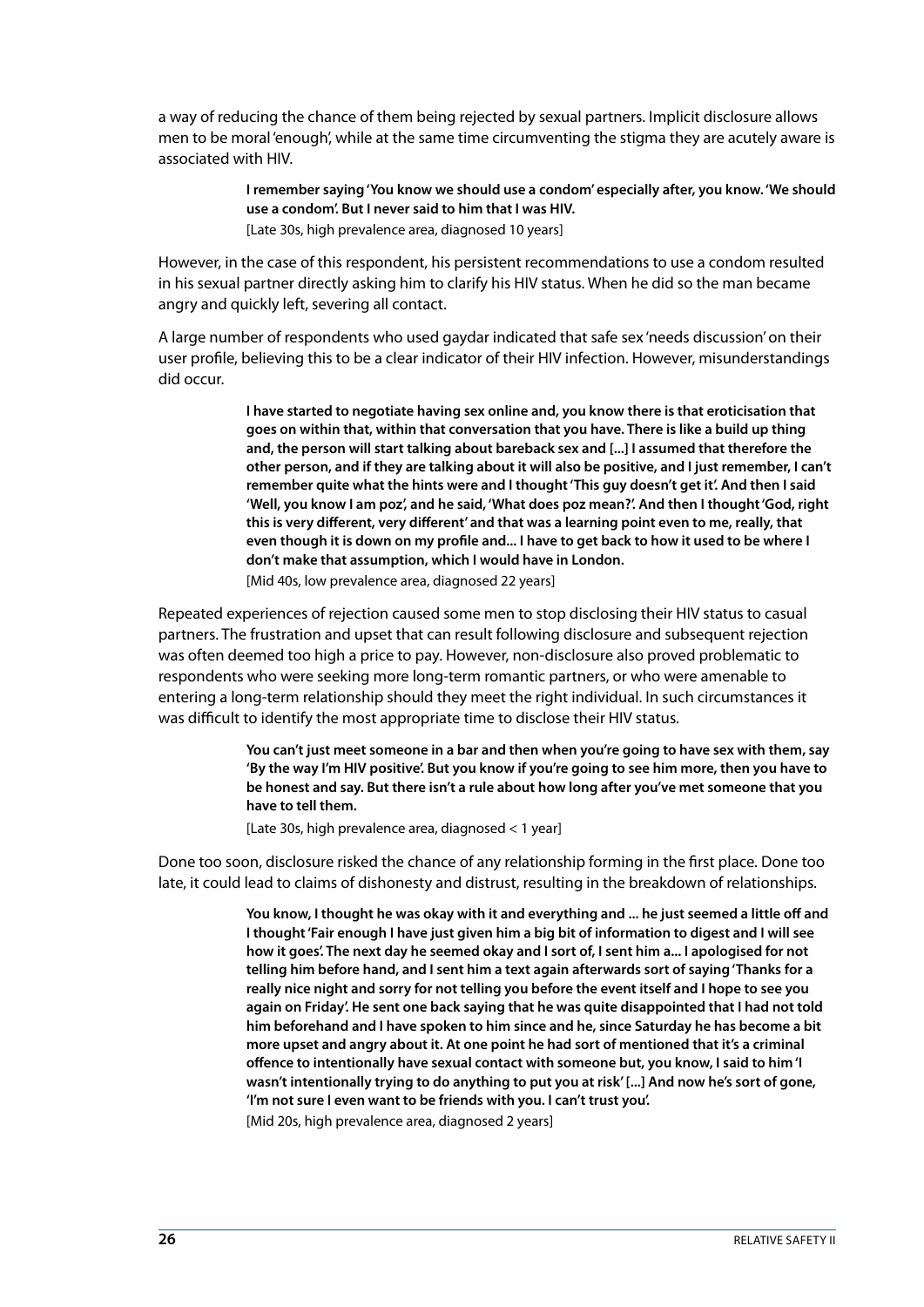a way of reducing the chance of them being rejected by sexual partners. Implicit disclosure allows men to be moral 'enough', while at the same time circumventing the stigma they are acutely aware is associated with HIV.

> **I remember saying 'You know we should use a condom' especially after, you know. 'We should use a condom'. But I never said to him that I was HIV.**
> [Late 30s, high prevalence area, diagnosed 10 years]

However, in the case of this respondent, his persistent recommendations to use a condom resulted in his sexual partner directly asking him to clarify his HIV status. When he did so the man became angry and quickly left, severing all contact.

A large number of respondents who used gaydar indicated that safe sex 'needs discussion' on their user profile, believing this to be a clear indicator of their HIV infection. However, misunderstandings did occur.

> **I have started to negotiate having sex online and, you know there is that eroticisation that goes on within that, within that conversation that you have. There is like a build up thing and, the person will start talking about bareback sex and [...] I assumed that therefore the other person, and if they are talking about it will also be positive, and I just remember, I can't remember quite what the hints were and I thought 'This guy doesn't get it'. And then I said 'Well, you know I am poz', and he said, 'What does poz mean?'. And then I thought 'God, right this is very different, very different' and that was a learning point even to me, really, that even though it is down on my profile and... I have to get back to how it used to be where I don't make that assumption, which I would have in London.**
> [Mid 40s, low prevalence area, diagnosed 22 years]

Repeated experiences of rejection caused some men to stop disclosing their HIV status to casual partners. The frustration and upset that can result following disclosure and subsequent rejection was often deemed too high a price to pay. However, non-disclosure also proved problematic to respondents who were seeking more long-term romantic partners, or who were amenable to entering a long-term relationship should they meet the right individual. In such circumstances it was difficult to identify the most appropriate time to disclose their HIV status.

> **You can't just meet someone in a bar and then when you're going to have sex with them, say 'By the way I'm HIV positive'. But you know if you're going to see him more, then you have to be honest and say. But there isn't a rule about how long after you've met someone that you have to tell them.**
> [Late 30s, high prevalence area, diagnosed < 1 year]

Done too soon, disclosure risked the chance of any relationship forming in the first place. Done too late, it could lead to claims of dishonesty and distrust, resulting in the breakdown of relationships.

> **You know, I thought he was okay with it and everything and ... he just seemed a little off and I thought 'Fair enough I have just given him a big bit of information to digest and I will see how it goes'. The next day he seemed okay and I sort of, I sent him a... I apologised for not telling him before hand, and I sent him a text again afterwards sort of saying 'Thanks for a really nice night and sorry for not telling you before the event itself and I hope to see you again on Friday'. He sent one back saying that he was quite disappointed that I had not told him beforehand and I have spoken to him since and he, since Saturday he has become a bit more upset and angry about it. At one point he had sort of mentioned that it's a criminal offence to intentionally have sexual contact with someone but, you know, I said to him 'I wasn't intentionally trying to do anything to put you at risk' [...] And now he's sort of gone, 'I'm not sure I even want to be friends with you. I can't trust you'.**
> [Mid 20s, high prevalence area, diagnosed 2 years]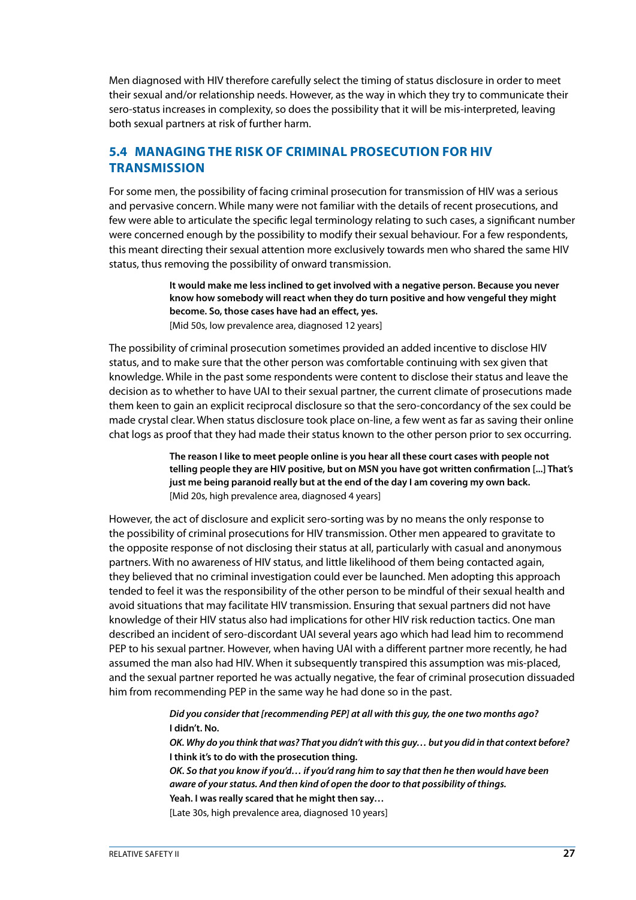Men diagnosed with HIV therefore carefully select the timing of status disclosure in order to meet their sexual and/or relationship needs. However, as the way in which they try to communicate their sero-status increases in complexity, so does the possibility that it will be mis-interpreted, leaving both sexual partners at risk of further harm.

## 5.4 MANAGING THE RISK OF CRIMINAL PROSECUTION FOR HIV TRANSMISSION

For some men, the possibility of facing criminal prosecution for transmission of HIV was a serious and pervasive concern. While many were not familiar with the details of recent prosecutions, and few were able to articulate the specific legal terminology relating to such cases, a significant number were concerned enough by the possibility to modify their sexual behaviour. For a few respondents, this meant directing their sexual attention more exclusively towards men who shared the same HIV status, thus removing the possibility of onward transmission.

> **It would make me less inclined to get involved with a negative person. Because you never know how somebody will react when they do turn positive and how vengeful they might become. So, those cases have had an effect, yes.**
> [Mid 50s, low prevalence area, diagnosed 12 years]

The possibility of criminal prosecution sometimes provided an added incentive to disclose HIV status, and to make sure that the other person was comfortable continuing with sex given that knowledge. While in the past some respondents were content to disclose their status and leave the decision as to whether to have UAI to their sexual partner, the current climate of prosecutions made them keen to gain an explicit reciprocal disclosure so that the sero-concordancy of the sex could be made crystal clear. When status disclosure took place on-line, a few went as far as saving their online chat logs as proof that they had made their status known to the other person prior to sex occurring.

> **The reason I like to meet people online is you hear all these court cases with people not telling people they are HIV positive, but on MSN you have got written confirmation [...] That's just me being paranoid really but at the end of the day I am covering my own back.**
> [Mid 20s, high prevalence area, diagnosed 4 years]

However, the act of disclosure and explicit sero-sorting was by no means the only response to the possibility of criminal prosecutions for HIV transmission. Other men appeared to gravitate to the opposite response of not disclosing their status at all, particularly with casual and anonymous partners. With no awareness of HIV status, and little likelihood of them being contacted again, they believed that no criminal investigation could ever be launched. Men adopting this approach tended to feel it was the responsibility of the other person to be mindful of their sexual health and avoid situations that may facilitate HIV transmission. Ensuring that sexual partners did not have knowledge of their HIV status also had implications for other HIV risk reduction tactics. One man described an incident of sero-discordant UAI several years ago which had lead him to recommend PEP to his sexual partner. However, when having UAI with a different partner more recently, he had assumed the man also had HIV. When it subsequently transpired this assumption was mis-placed, and the sexual partner reported he was actually negative, the fear of criminal prosecution dissuaded him from recommending PEP in the same way he had done so in the past.

> ***Did you consider that [recommending PEP] at all with this guy, the one two months ago?***
> **I didn't. No.**
> ***OK. Why do you think that was? That you didn't with this guy… but you did in that context before?***
> **I think it's to do with the prosecution thing.**
> ***OK. So that you know if you'd… if you'd rang him to say that then he then would have been aware of your status. And then kind of open the door to that possibility of things.***
> **Yeah. I was really scared that he might then say…**
> [Late 30s, high prevalence area, diagnosed 10 years]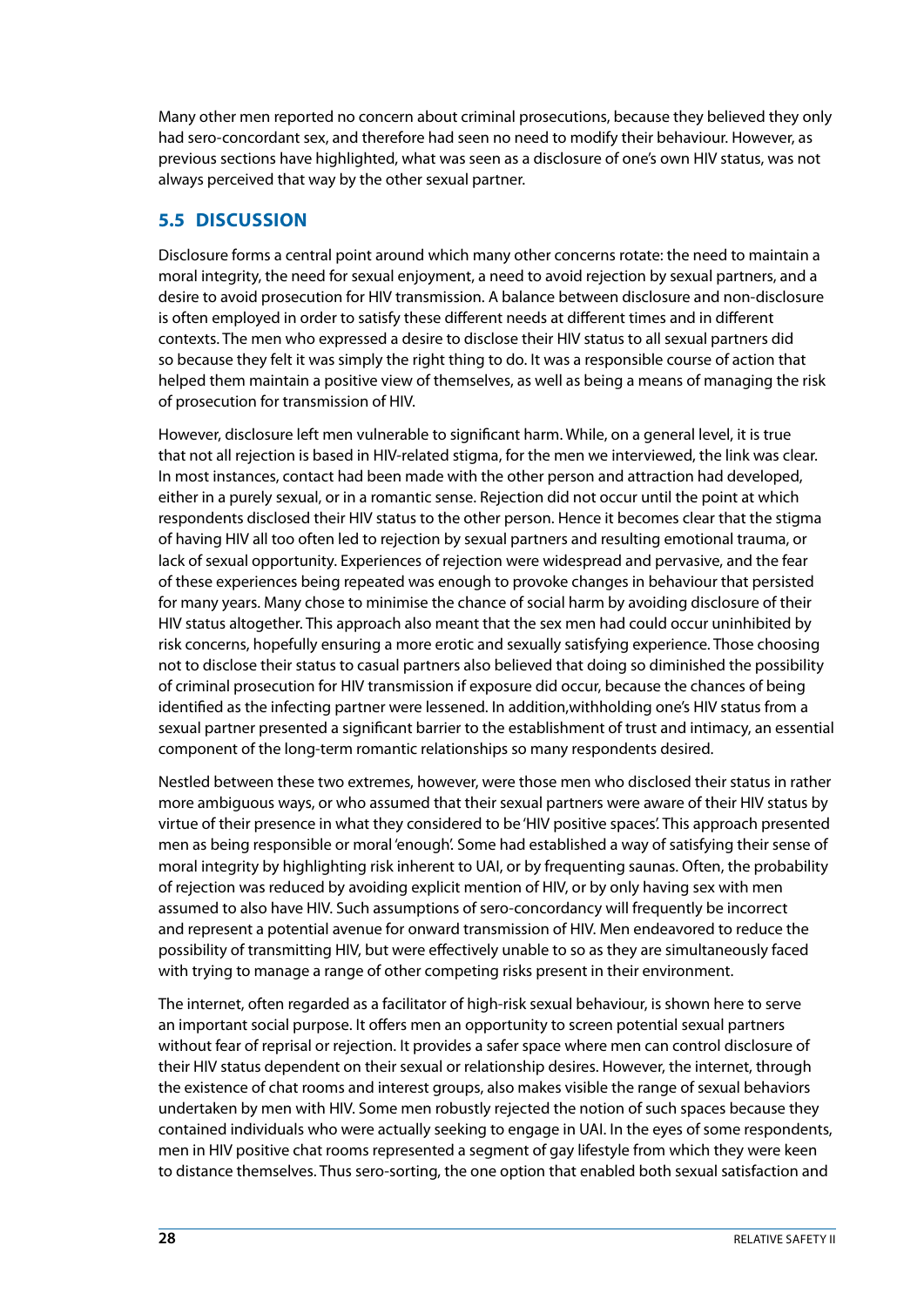Many other men reported no concern about criminal prosecutions, because they believed they only had sero-concordant sex, and therefore had seen no need to modify their behaviour. However, as previous sections have highlighted, what was seen as a disclosure of one's own HIV status, was not always perceived that way by the other sexual partner.

## 5.5 DISCUSSION

Disclosure forms a central point around which many other concerns rotate: the need to maintain a moral integrity, the need for sexual enjoyment, a need to avoid rejection by sexual partners, and a desire to avoid prosecution for HIV transmission. A balance between disclosure and non-disclosure is often employed in order to satisfy these different needs at different times and in different contexts. The men who expressed a desire to disclose their HIV status to all sexual partners did so because they felt it was simply the right thing to do. It was a responsible course of action that helped them maintain a positive view of themselves, as well as being a means of managing the risk of prosecution for transmission of HIV.

However, disclosure left men vulnerable to significant harm. While, on a general level, it is true that not all rejection is based in HIV-related stigma, for the men we interviewed, the link was clear. In most instances, contact had been made with the other person and attraction had developed, either in a purely sexual, or in a romantic sense. Rejection did not occur until the point at which respondents disclosed their HIV status to the other person. Hence it becomes clear that the stigma of having HIV all too often led to rejection by sexual partners and resulting emotional trauma, or lack of sexual opportunity. Experiences of rejection were widespread and pervasive, and the fear of these experiences being repeated was enough to provoke changes in behaviour that persisted for many years. Many chose to minimise the chance of social harm by avoiding disclosure of their HIV status altogether. This approach also meant that the sex men had could occur uninhibited by risk concerns, hopefully ensuring a more erotic and sexually satisfying experience. Those choosing not to disclose their status to casual partners also believed that doing so diminished the possibility of criminal prosecution for HIV transmission if exposure did occur, because the chances of being identified as the infecting partner were lessened. In addition,withholding one's HIV status from a sexual partner presented a significant barrier to the establishment of trust and intimacy, an essential component of the long-term romantic relationships so many respondents desired.

Nestled between these two extremes, however, were those men who disclosed their status in rather more ambiguous ways, or who assumed that their sexual partners were aware of their HIV status by virtue of their presence in what they considered to be 'HIV positive spaces'. This approach presented men as being responsible or moral 'enough'. Some had established a way of satisfying their sense of moral integrity by highlighting risk inherent to UAI, or by frequenting saunas. Often, the probability of rejection was reduced by avoiding explicit mention of HIV, or by only having sex with men assumed to also have HIV. Such assumptions of sero-concordancy will frequently be incorrect and represent a potential avenue for onward transmission of HIV. Men endeavored to reduce the possibility of transmitting HIV, but were effectively unable to so as they are simultaneously faced with trying to manage a range of other competing risks present in their environment.

The internet, often regarded as a facilitator of high-risk sexual behaviour, is shown here to serve an important social purpose. It offers men an opportunity to screen potential sexual partners without fear of reprisal or rejection. It provides a safer space where men can control disclosure of their HIV status dependent on their sexual or relationship desires. However, the internet, through the existence of chat rooms and interest groups, also makes visible the range of sexual behaviors undertaken by men with HIV. Some men robustly rejected the notion of such spaces because they contained individuals who were actually seeking to engage in UAI. In the eyes of some respondents, men in HIV positive chat rooms represented a segment of gay lifestyle from which they were keen to distance themselves. Thus sero-sorting, the one option that enabled both sexual satisfaction and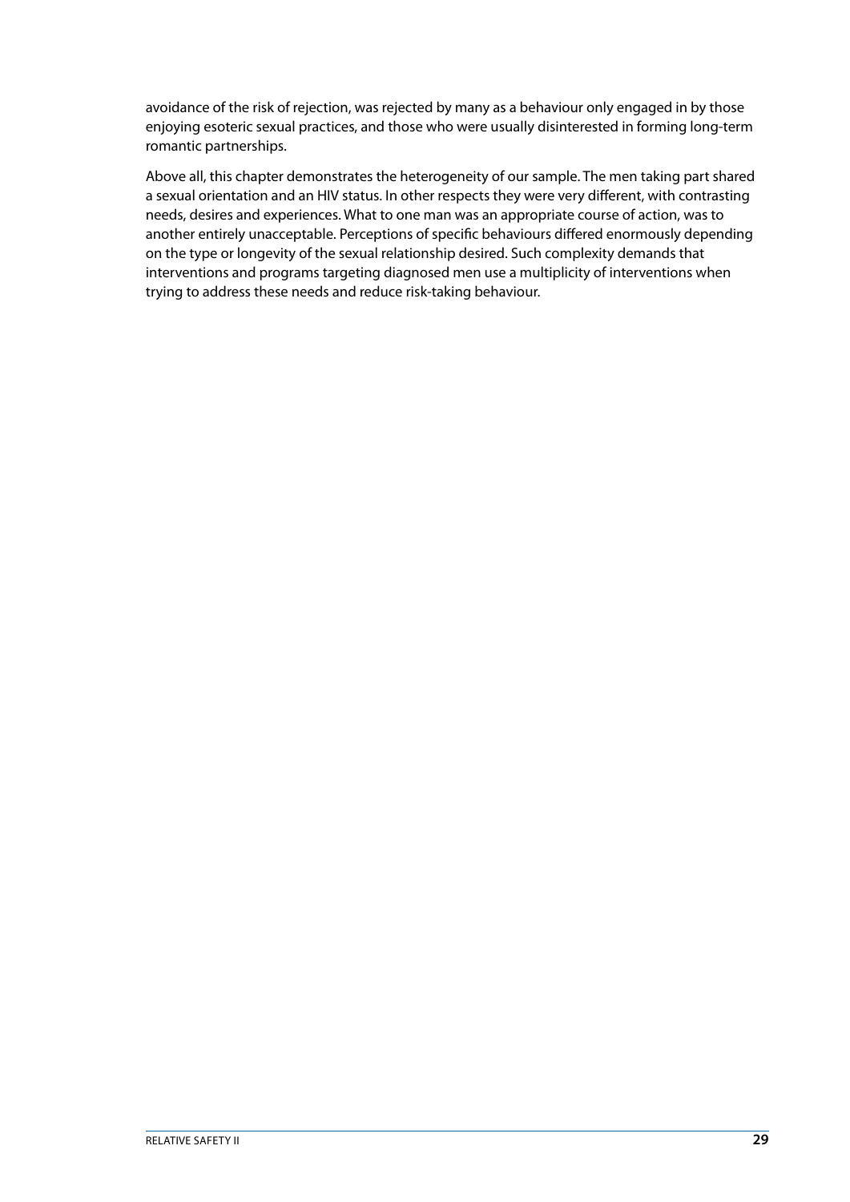avoidance of the risk of rejection, was rejected by many as a behaviour only engaged in by those enjoying esoteric sexual practices, and those who were usually disinterested in forming long-term romantic partnerships.

Above all, this chapter demonstrates the heterogeneity of our sample. The men taking part shared a sexual orientation and an HIV status. In other respects they were very different, with contrasting needs, desires and experiences. What to one man was an appropriate course of action, was to another entirely unacceptable. Perceptions of specific behaviours differed enormously depending on the type or longevity of the sexual relationship desired. Such complexity demands that interventions and programs targeting diagnosed men use a multiplicity of interventions when trying to address these needs and reduce risk-taking behaviour.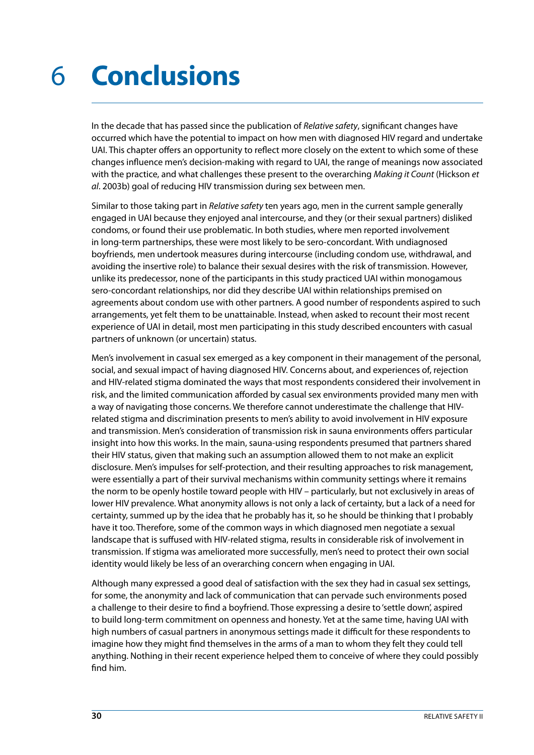# 6 Conclusions

In the decade that has passed since the publication of *Relative safety*, significant changes have occurred which have the potential to impact on how men with diagnosed HIV regard and undertake UAI. This chapter offers an opportunity to reflect more closely on the extent to which some of these changes influence men's decision-making with regard to UAI, the range of meanings now associated with the practice, and what challenges these present to the overarching *Making it Count* (Hickson *et al*. 2003b) goal of reducing HIV transmission during sex between men.

Similar to those taking part in *Relative safety* ten years ago, men in the current sample generally engaged in UAI because they enjoyed anal intercourse, and they (or their sexual partners) disliked condoms, or found their use problematic. In both studies, where men reported involvement in long-term partnerships, these were most likely to be sero-concordant. With undiagnosed boyfriends, men undertook measures during intercourse (including condom use, withdrawal, and avoiding the insertive role) to balance their sexual desires with the risk of transmission. However, unlike its predecessor, none of the participants in this study practiced UAI within monogamous sero-concordant relationships, nor did they describe UAI within relationships premised on agreements about condom use with other partners. A good number of respondents aspired to such arrangements, yet felt them to be unattainable. Instead, when asked to recount their most recent experience of UAI in detail, most men participating in this study described encounters with casual partners of unknown (or uncertain) status.

Men's involvement in casual sex emerged as a key component in their management of the personal, social, and sexual impact of having diagnosed HIV. Concerns about, and experiences of, rejection and HIV-related stigma dominated the ways that most respondents considered their involvement in risk, and the limited communication afforded by casual sex environments provided many men with a way of navigating those concerns. We therefore cannot underestimate the challenge that HIV-related stigma and discrimination presents to men's ability to avoid involvement in HIV exposure and transmission. Men's consideration of transmission risk in sauna environments offers particular insight into how this works. In the main, sauna-using respondents presumed that partners shared their HIV status, given that making such an assumption allowed them to not make an explicit disclosure. Men's impulses for self-protection, and their resulting approaches to risk management, were essentially a part of their survival mechanisms within community settings where it remains the norm to be openly hostile toward people with HIV – particularly, but not exclusively in areas of lower HIV prevalence. What anonymity allows is not only a lack of certainty, but a lack of a need for certainty, summed up by the idea that he probably has it, so he should be thinking that I probably have it too. Therefore, some of the common ways in which diagnosed men negotiate a sexual landscape that is suffused with HIV-related stigma, results in considerable risk of involvement in transmission. If stigma was ameliorated more successfully, men's need to protect their own social identity would likely be less of an overarching concern when engaging in UAI.

Although many expressed a good deal of satisfaction with the sex they had in casual sex settings, for some, the anonymity and lack of communication that can pervade such environments posed a challenge to their desire to find a boyfriend. Those expressing a desire to 'settle down', aspired to build long-term commitment on openness and honesty. Yet at the same time, having UAI with high numbers of casual partners in anonymous settings made it difficult for these respondents to imagine how they might find themselves in the arms of a man to whom they felt they could tell anything. Nothing in their recent experience helped them to conceive of where they could possibly find him.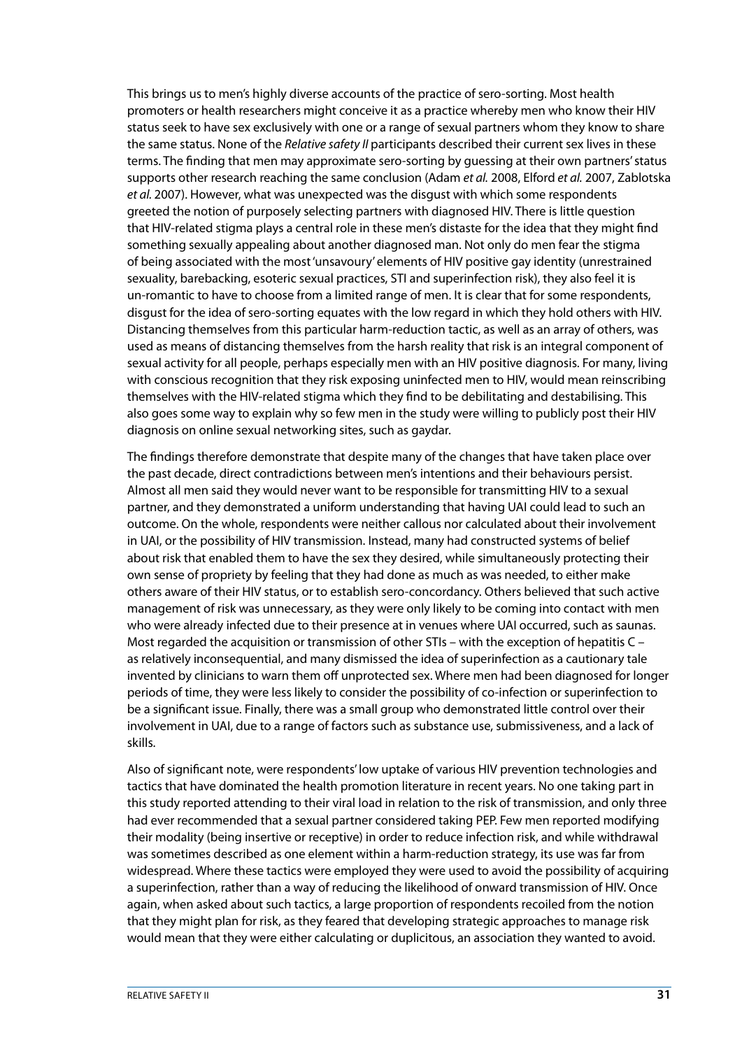This brings us to men's highly diverse accounts of the practice of sero-sorting. Most health promoters or health researchers might conceive it as a practice whereby men who know their HIV status seek to have sex exclusively with one or a range of sexual partners whom they know to share the same status. None of the *Relative safety II* participants described their current sex lives in these terms. The finding that men may approximate sero-sorting by guessing at their own partners' status supports other research reaching the same conclusion (Adam *et al.* 2008, Elford *et al.* 2007, Zablotska *et al.* 2007). However, what was unexpected was the disgust with which some respondents greeted the notion of purposely selecting partners with diagnosed HIV. There is little question that HIV-related stigma plays a central role in these men's distaste for the idea that they might find something sexually appealing about another diagnosed man. Not only do men fear the stigma of being associated with the most 'unsavoury' elements of HIV positive gay identity (unrestrained sexuality, barebacking, esoteric sexual practices, STI and superinfection risk), they also feel it is un-romantic to have to choose from a limited range of men. It is clear that for some respondents, disgust for the idea of sero-sorting equates with the low regard in which they hold others with HIV. Distancing themselves from this particular harm-reduction tactic, as well as an array of others, was used as means of distancing themselves from the harsh reality that risk is an integral component of sexual activity for all people, perhaps especially men with an HIV positive diagnosis. For many, living with conscious recognition that they risk exposing uninfected men to HIV, would mean reinscribing themselves with the HIV-related stigma which they find to be debilitating and destabilising. This also goes some way to explain why so few men in the study were willing to publicly post their HIV diagnosis on online sexual networking sites, such as gaydar.

The findings therefore demonstrate that despite many of the changes that have taken place over the past decade, direct contradictions between men's intentions and their behaviours persist. Almost all men said they would never want to be responsible for transmitting HIV to a sexual partner, and they demonstrated a uniform understanding that having UAI could lead to such an outcome. On the whole, respondents were neither callous nor calculated about their involvement in UAI, or the possibility of HIV transmission. Instead, many had constructed systems of belief about risk that enabled them to have the sex they desired, while simultaneously protecting their own sense of propriety by feeling that they had done as much as was needed, to either make others aware of their HIV status, or to establish sero-concordancy. Others believed that such active management of risk was unnecessary, as they were only likely to be coming into contact with men who were already infected due to their presence at in venues where UAI occurred, such as saunas. Most regarded the acquisition or transmission of other STIs – with the exception of hepatitis C – as relatively inconsequential, and many dismissed the idea of superinfection as a cautionary tale invented by clinicians to warn them off unprotected sex. Where men had been diagnosed for longer periods of time, they were less likely to consider the possibility of co-infection or superinfection to be a significant issue. Finally, there was a small group who demonstrated little control over their involvement in UAI, due to a range of factors such as substance use, submissiveness, and a lack of skills.

Also of significant note, were respondents' low uptake of various HIV prevention technologies and tactics that have dominated the health promotion literature in recent years. No one taking part in this study reported attending to their viral load in relation to the risk of transmission, and only three had ever recommended that a sexual partner considered taking PEP. Few men reported modifying their modality (being insertive or receptive) in order to reduce infection risk, and while withdrawal was sometimes described as one element within a harm-reduction strategy, its use was far from widespread. Where these tactics were employed they were used to avoid the possibility of acquiring a superinfection, rather than a way of reducing the likelihood of onward transmission of HIV. Once again, when asked about such tactics, a large proportion of respondents recoiled from the notion that they might plan for risk, as they feared that developing strategic approaches to manage risk would mean that they were either calculating or duplicitous, an association they wanted to avoid.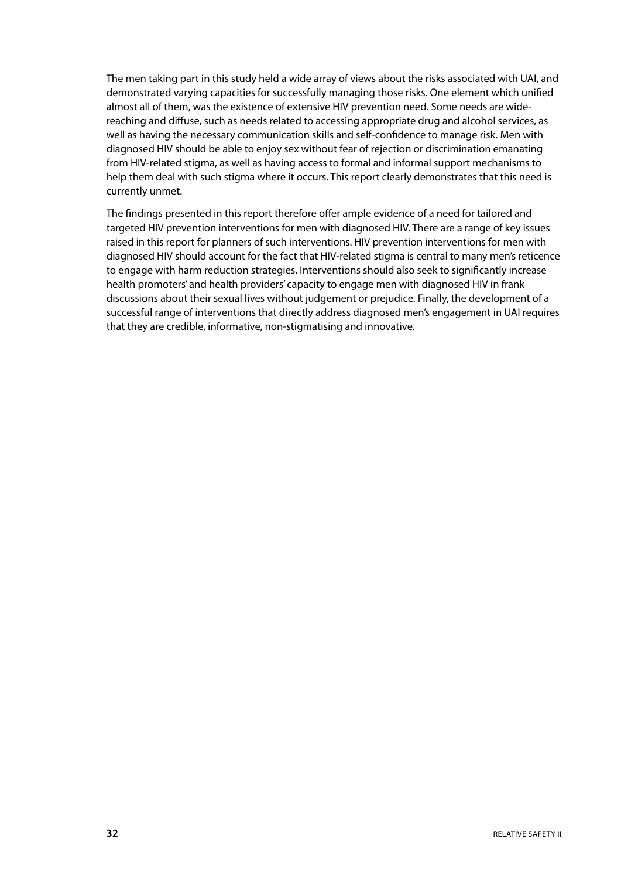The men taking part in this study held a wide array of views about the risks associated with UAI, and demonstrated varying capacities for successfully managing those risks. One element which unified almost all of them, was the existence of extensive HIV prevention need. Some needs are wide-reaching and diffuse, such as needs related to accessing appropriate drug and alcohol services, as well as having the necessary communication skills and self-confidence to manage risk. Men with diagnosed HIV should be able to enjoy sex without fear of rejection or discrimination emanating from HIV-related stigma, as well as having access to formal and informal support mechanisms to help them deal with such stigma where it occurs. This report clearly demonstrates that this need is currently unmet.

The findings presented in this report therefore offer ample evidence of a need for tailored and targeted HIV prevention interventions for men with diagnosed HIV. There are a range of key issues raised in this report for planners of such interventions. HIV prevention interventions for men with diagnosed HIV should account for the fact that HIV-related stigma is central to many men's reticence to engage with harm reduction strategies. Interventions should also seek to significantly increase health promoters' and health providers' capacity to engage men with diagnosed HIV in frank discussions about their sexual lives without judgement or prejudice. Finally, the development of a successful range of interventions that directly address diagnosed men's engagement in UAI requires that they are credible, informative, non-stigmatising and innovative.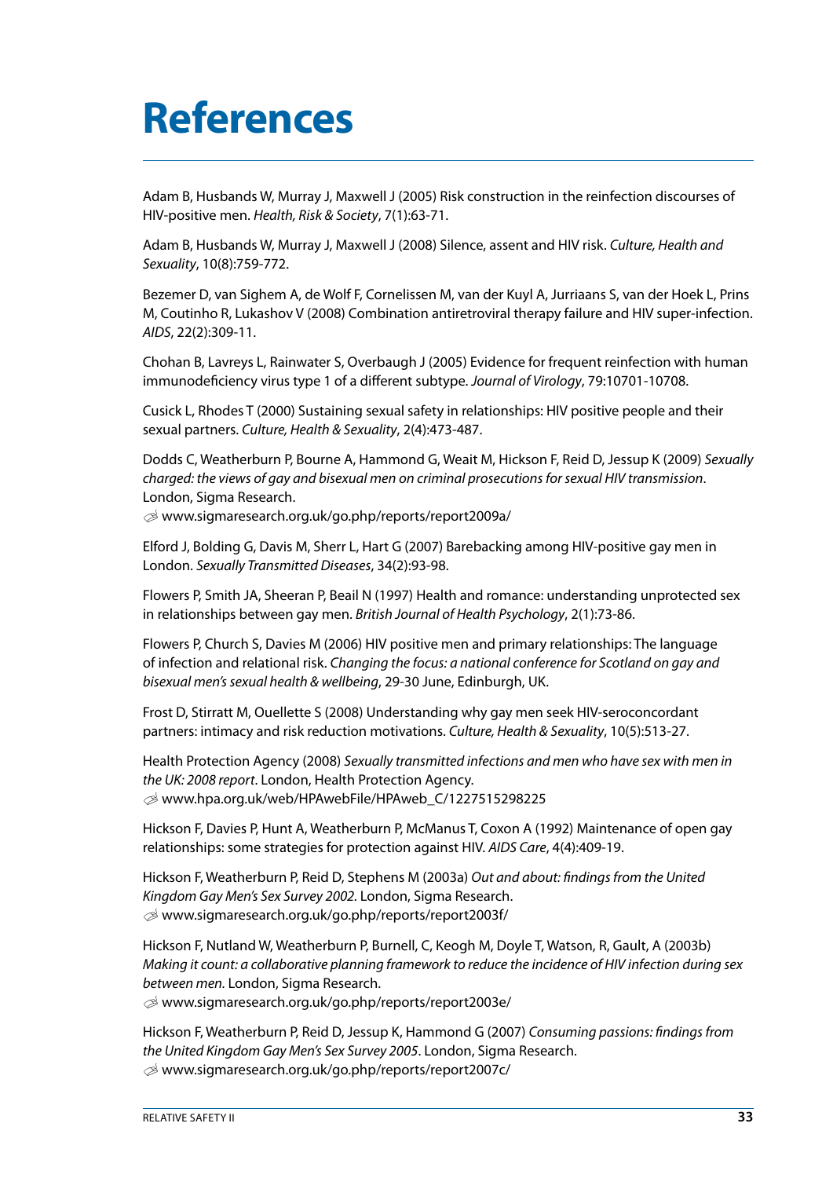# References

Adam B, Husbands W, Murray J, Maxwell J (2005) Risk construction in the reinfection discourses of HIV-positive men. *Health, Risk & Society*, 7(1):63-71.

Adam B, Husbands W, Murray J, Maxwell J (2008) Silence, assent and HIV risk. *Culture, Health and Sexuality*, 10(8):759-772.

Bezemer D, van Sighem A, de Wolf F, Cornelissen M, van der Kuyl A, Jurriaans S, van der Hoek L, Prins M, Coutinho R, Lukashov V (2008) Combination antiretroviral therapy failure and HIV super-infection. *AIDS*, 22(2):309-11.

Chohan B, Lavreys L, Rainwater S, Overbaugh J (2005) Evidence for frequent reinfection with human immunodeficiency virus type 1 of a different subtype. *Journal of Virology*, 79:10701-10708.

Cusick L, Rhodes T (2000) Sustaining sexual safety in relationships: HIV positive people and their sexual partners. *Culture, Health & Sexuality*, 2(4):473-487.

Dodds C, Weatherburn P, Bourne A, Hammond G, Weait M, Hickson F, Reid D, Jessup K (2009) *Sexually charged: the views of gay and bisexual men on criminal prosecutions for sexual HIV transmission*. London, Sigma Research.
✐ www.sigmaresearch.org.uk/go.php/reports/report2009a/

Elford J, Bolding G, Davis M, Sherr L, Hart G (2007) Barebacking among HIV-positive gay men in London. *Sexually Transmitted Diseases*, 34(2):93-98.

Flowers P, Smith JA, Sheeran P, Beail N (1997) Health and romance: understanding unprotected sex in relationships between gay men. *British Journal of Health Psychology*, 2(1):73-86.

Flowers P, Church S, Davies M (2006) HIV positive men and primary relationships: The language of infection and relational risk. *Changing the focus: a national conference for Scotland on gay and bisexual men's sexual health & wellbeing*, 29-30 June, Edinburgh, UK.

Frost D, Stirratt M, Ouellette S (2008) Understanding why gay men seek HIV-seroconcordant partners: intimacy and risk reduction motivations. *Culture, Health & Sexuality*, 10(5):513-27.

Health Protection Agency (2008) *Sexually transmitted infections and men who have sex with men in the UK: 2008 report*. London, Health Protection Agency.
✐ www.hpa.org.uk/web/HPAwebFile/HPAweb_C/1227515298225

Hickson F, Davies P, Hunt A, Weatherburn P, McManus T, Coxon A (1992) Maintenance of open gay relationships: some strategies for protection against HIV. *AIDS Care*, 4(4):409-19.

Hickson F, Weatherburn P, Reid D, Stephens M (2003a) *Out and about: findings from the United Kingdom Gay Men's Sex Survey 2002*. London, Sigma Research.
✐ www.sigmaresearch.org.uk/go.php/reports/report2003f/

Hickson F, Nutland W, Weatherburn P, Burnell, C, Keogh M, Doyle T, Watson, R, Gault, A (2003b) *Making it count: a collaborative planning framework to reduce the incidence of HIV infection during sex between men.* London, Sigma Research.
✐ www.sigmaresearch.org.uk/go.php/reports/report2003e/

Hickson F, Weatherburn P, Reid D, Jessup K, Hammond G (2007) *Consuming passions: findings from the United Kingdom Gay Men's Sex Survey 2005*. London, Sigma Research.
✐ www.sigmaresearch.org.uk/go.php/reports/report2007c/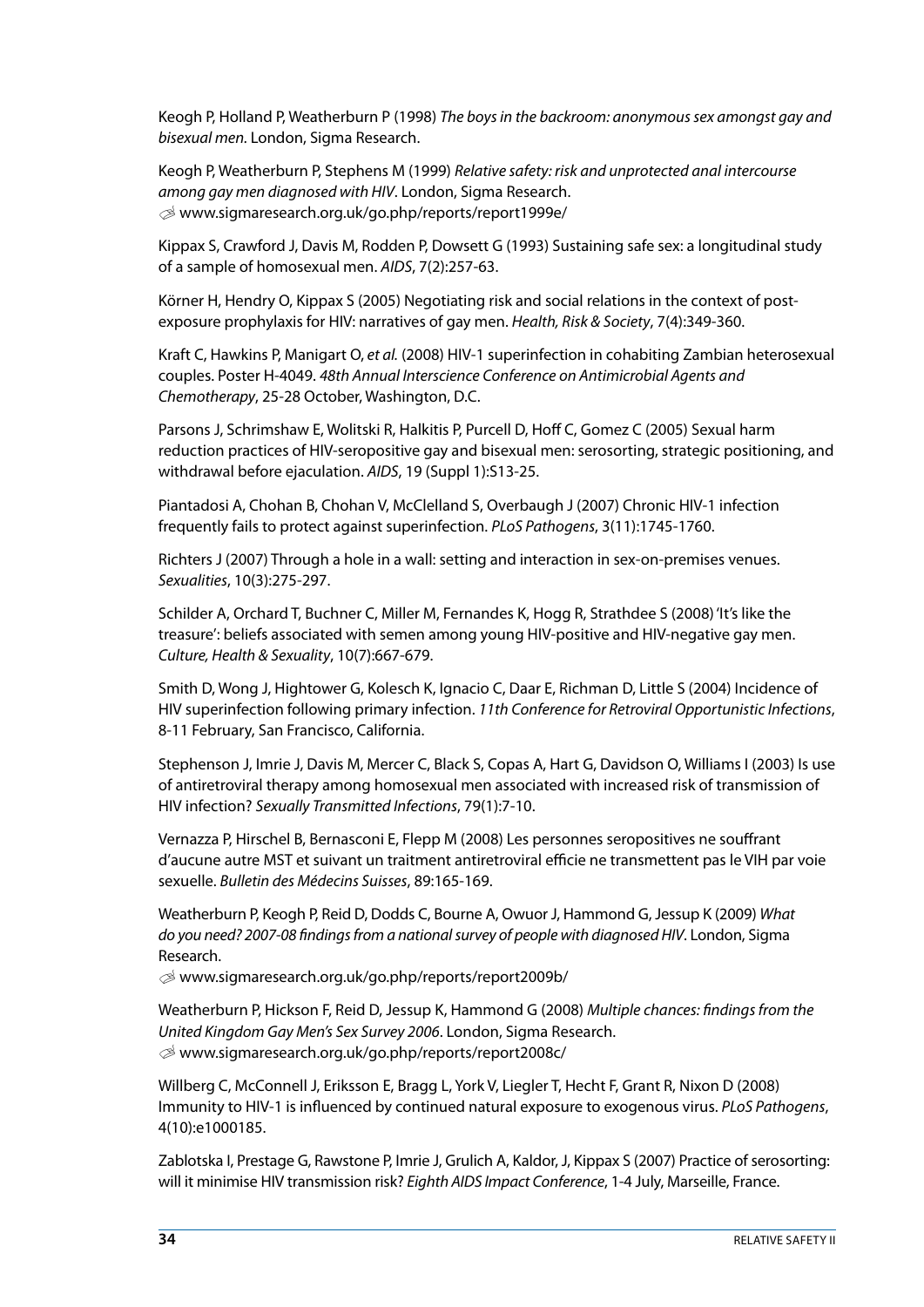Keogh P, Holland P, Weatherburn P (1998) *The boys in the backroom: anonymous sex amongst gay and bisexual men.* London, Sigma Research.

Keogh P, Weatherburn P, Stephens M (1999) *Relative safety: risk and unprotected anal intercourse among gay men diagnosed with HIV*. London, Sigma Research.
✐ www.sigmaresearch.org.uk/go.php/reports/report1999e/

Kippax S, Crawford J, Davis M, Rodden P, Dowsett G (1993) Sustaining safe sex: a longitudinal study of a sample of homosexual men. *AIDS*, 7(2):257-63.

Körner H, Hendry O, Kippax S (2005) Negotiating risk and social relations in the context of post-exposure prophylaxis for HIV: narratives of gay men. *Health, Risk & Society*, 7(4):349-360.

Kraft C, Hawkins P, Manigart O, *et al.* (2008) HIV-1 superinfection in cohabiting Zambian heterosexual couples. Poster H-4049. *48th Annual Interscience Conference on Antimicrobial Agents and Chemotherapy*, 25-28 October, Washington, D.C.

Parsons J, Schrimshaw E, Wolitski R, Halkitis P, Purcell D, Hoff C, Gomez C (2005) Sexual harm reduction practices of HIV-seropositive gay and bisexual men: serosorting, strategic positioning, and withdrawal before ejaculation. *AIDS*, 19 (Suppl 1):S13-25.

Piantadosi A, Chohan B, Chohan V, McClelland S, Overbaugh J (2007) Chronic HIV-1 infection frequently fails to protect against superinfection. *PLoS Pathogens*, 3(11):1745-1760.

Richters J (2007) Through a hole in a wall: setting and interaction in sex-on-premises venues. *Sexualities*, 10(3):275-297.

Schilder A, Orchard T, Buchner C, Miller M, Fernandes K, Hogg R, Strathdee S (2008) 'It's like the treasure': beliefs associated with semen among young HIV-positive and HIV-negative gay men. *Culture, Health & Sexuality*, 10(7):667-679.

Smith D, Wong J, Hightower G, Kolesch K, Ignacio C, Daar E, Richman D, Little S (2004) Incidence of HIV superinfection following primary infection. *11th Conference for Retroviral Opportunistic Infections*, 8-11 February, San Francisco, California.

Stephenson J, Imrie J, Davis M, Mercer C, Black S, Copas A, Hart G, Davidson O, Williams I (2003) Is use of antiretroviral therapy among homosexual men associated with increased risk of transmission of HIV infection? *Sexually Transmitted Infections*, 79(1):7-10.

Vernazza P, Hirschel B, Bernasconi E, Flepp M (2008) Les personnes seropositives ne souffrant d'aucune autre MST et suivant un traitment antiretroviral efficie ne transmettent pas le VIH par voie sexuelle. *Bulletin des Médecins Suisses*, 89:165-169.

Weatherburn P, Keogh P, Reid D, Dodds C, Bourne A, Owuor J, Hammond G, Jessup K (2009) *What do you need? 2007-08 findings from a national survey of people with diagnosed HIV*. London, Sigma Research.
✐ www.sigmaresearch.org.uk/go.php/reports/report2009b/

Weatherburn P, Hickson F, Reid D, Jessup K, Hammond G (2008) *Multiple chances: findings from the United Kingdom Gay Men's Sex Survey 2006*. London, Sigma Research.
✐ www.sigmaresearch.org.uk/go.php/reports/report2008c/

Willberg C, McConnell J, Eriksson E, Bragg L, York V, Liegler T, Hecht F, Grant R, Nixon D (2008) Immunity to HIV-1 is influenced by continued natural exposure to exogenous virus. *PLoS Pathogens*, 4(10):e1000185.

Zablotska I, Prestage G, Rawstone P, Imrie J, Grulich A, Kaldor, J, Kippax S (2007) Practice of serosorting: will it minimise HIV transmission risk? *Eighth AIDS Impact Conference*, 1-4 July, Marseille, France.